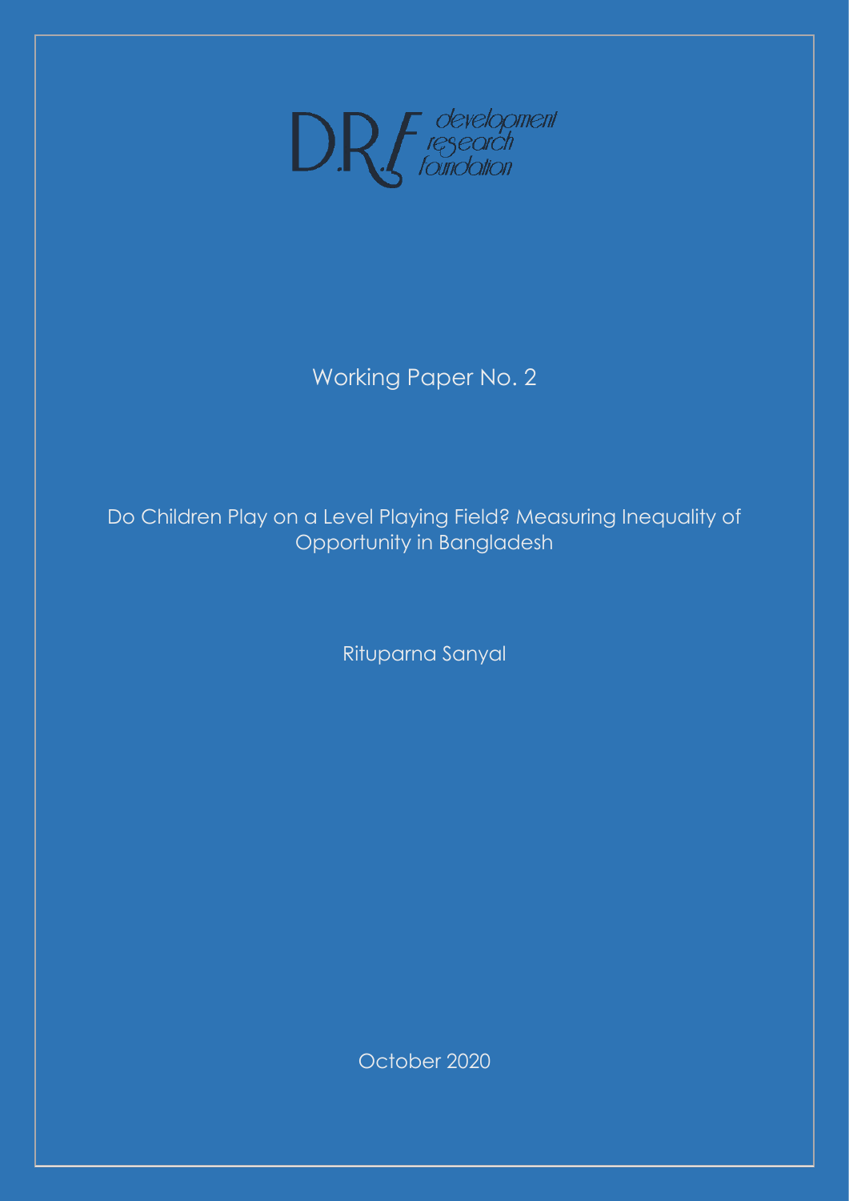D.R.F development research foundation

Working Paper No. 2

# Do Children Play on a Level Playing Field? Measuring Inequality of Opportunity in Bangladesh

Rituparna Sanyal

October 2020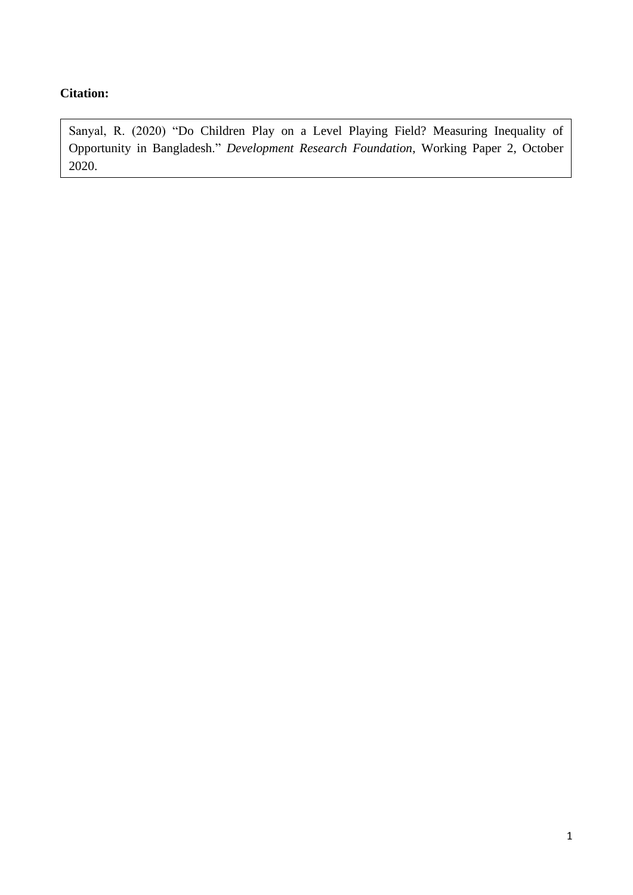**Citation:**

Sanyal, R. (2020) "Do Children Play on a Level Playing Field? Measuring Inequality of Opportunity in Bangladesh." *Development Research Foundation*, Working Paper 2, October 2020.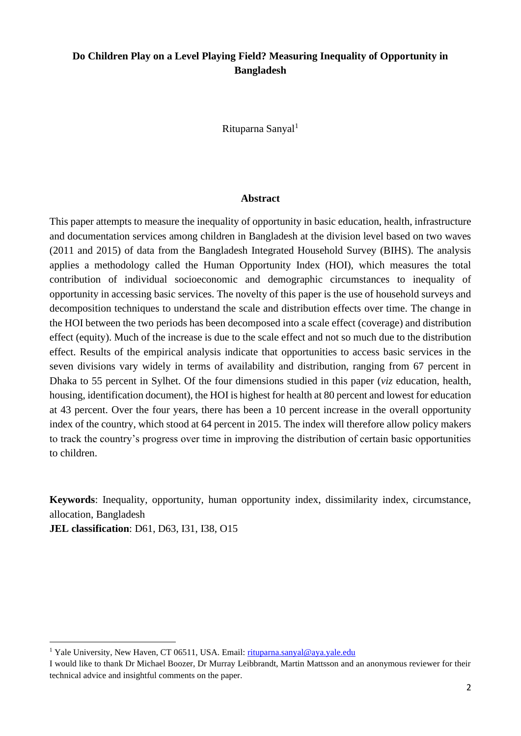**Do Children Play on a Level Playing Field? Measuring Inequality of Opportunity in Bangladesh**

Rituparna Sanyal[1]

### Abstract

This paper attempts to measure the inequality of opportunity in basic education, health, infrastructure and documentation services among children in Bangladesh at the division level based on two waves (2011 and 2015) of data from the Bangladesh Integrated Household Survey (BIHS). The analysis applies a methodology called the Human Opportunity Index (HOI), which measures the total contribution of individual socioeconomic and demographic circumstances to inequality of opportunity in accessing basic services. The novelty of this paper is the use of household surveys and decomposition techniques to understand the scale and distribution effects over time. The change in the HOI between the two periods has been decomposed into a scale effect (coverage) and distribution effect (equity). Much of the increase is due to the scale effect and not so much due to the distribution effect. Results of the empirical analysis indicate that opportunities to access basic services in the seven divisions vary widely in terms of availability and distribution, ranging from 67 percent in Dhaka to 55 percent in Sylhet. Of the four dimensions studied in this paper (*viz* education, health, housing, identification document), the HOI is highest for health at 80 percent and lowest for education at 43 percent. Over the four years, there has been a 10 percent increase in the overall opportunity index of the country, which stood at 64 percent in 2015. The index will therefore allow policy makers to track the country's progress over time in improving the distribution of certain basic opportunities to children.

**Keywords**: Inequality, opportunity, human opportunity index, dissimilarity index, circumstance, allocation, Bangladesh

**JEL classification**: D61, D63, I31, I38, O15

---

[1] Yale University, New Haven, CT 06511, USA. Email: rituparna.sanyal@aya.yale.edu

I would like to thank Dr Michael Boozer, Dr Murray Leibbrandt, Martin Mattsson and an anonymous reviewer for their technical advice and insightful comments on the paper.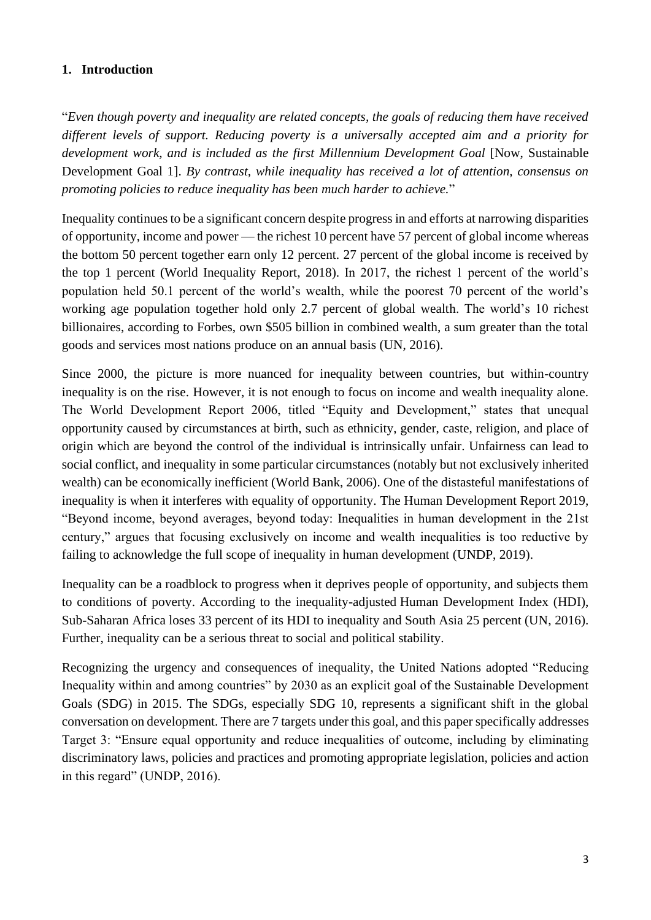## 1. Introduction

"*Even though poverty and inequality are related concepts, the goals of reducing them have received different levels of support. Reducing poverty is a universally accepted aim and a priority for development work, and is included as the first Millennium Development Goal* [Now, Sustainable Development Goal 1]. *By contrast, while inequality has received a lot of attention, consensus on promoting policies to reduce inequality has been much harder to achieve.*"

Inequality continues to be a significant concern despite progress in and efforts at narrowing disparities of opportunity, income and power — the richest 10 percent have 57 percent of global income whereas the bottom 50 percent together earn only 12 percent. 27 percent of the global income is received by the top 1 percent (World Inequality Report, 2018). In 2017, the richest 1 percent of the world's population held 50.1 percent of the world's wealth, while the poorest 70 percent of the world's working age population together hold only 2.7 percent of global wealth. The world's 10 richest billionaires, according to Forbes, own $505 billion in combined wealth, a sum greater than the total goods and services most nations produce on an annual basis (UN, 2016).

Since 2000, the picture is more nuanced for inequality between countries, but within-country inequality is on the rise. However, it is not enough to focus on income and wealth inequality alone. The World Development Report 2006, titled "Equity and Development," states that unequal opportunity caused by circumstances at birth, such as ethnicity, gender, caste, religion, and place of origin which are beyond the control of the individual is intrinsically unfair. Unfairness can lead to social conflict, and inequality in some particular circumstances (notably but not exclusively inherited wealth) can be economically inefficient (World Bank, 2006). One of the distasteful manifestations of inequality is when it interferes with equality of opportunity. The Human Development Report 2019, "Beyond income, beyond averages, beyond today: Inequalities in human development in the 21st century," argues that focusing exclusively on income and wealth inequalities is too reductive by failing to acknowledge the full scope of inequality in human development (UNDP, 2019).

Inequality can be a roadblock to progress when it deprives people of opportunity, and subjects them to conditions of poverty. According to the inequality-adjusted Human Development Index (HDI), Sub-Saharan Africa loses 33 percent of its HDI to inequality and South Asia 25 percent (UN, 2016). Further, inequality can be a serious threat to social and political stability.

Recognizing the urgency and consequences of inequality, the United Nations adopted "Reducing Inequality within and among countries" by 2030 as an explicit goal of the Sustainable Development Goals (SDG) in 2015. The SDGs, especially SDG 10, represents a significant shift in the global conversation on development. There are 7 targets under this goal, and this paper specifically addresses Target 3: "Ensure equal opportunity and reduce inequalities of outcome, including by eliminating discriminatory laws, policies and practices and promoting appropriate legislation, policies and action in this regard" (UNDP, 2016).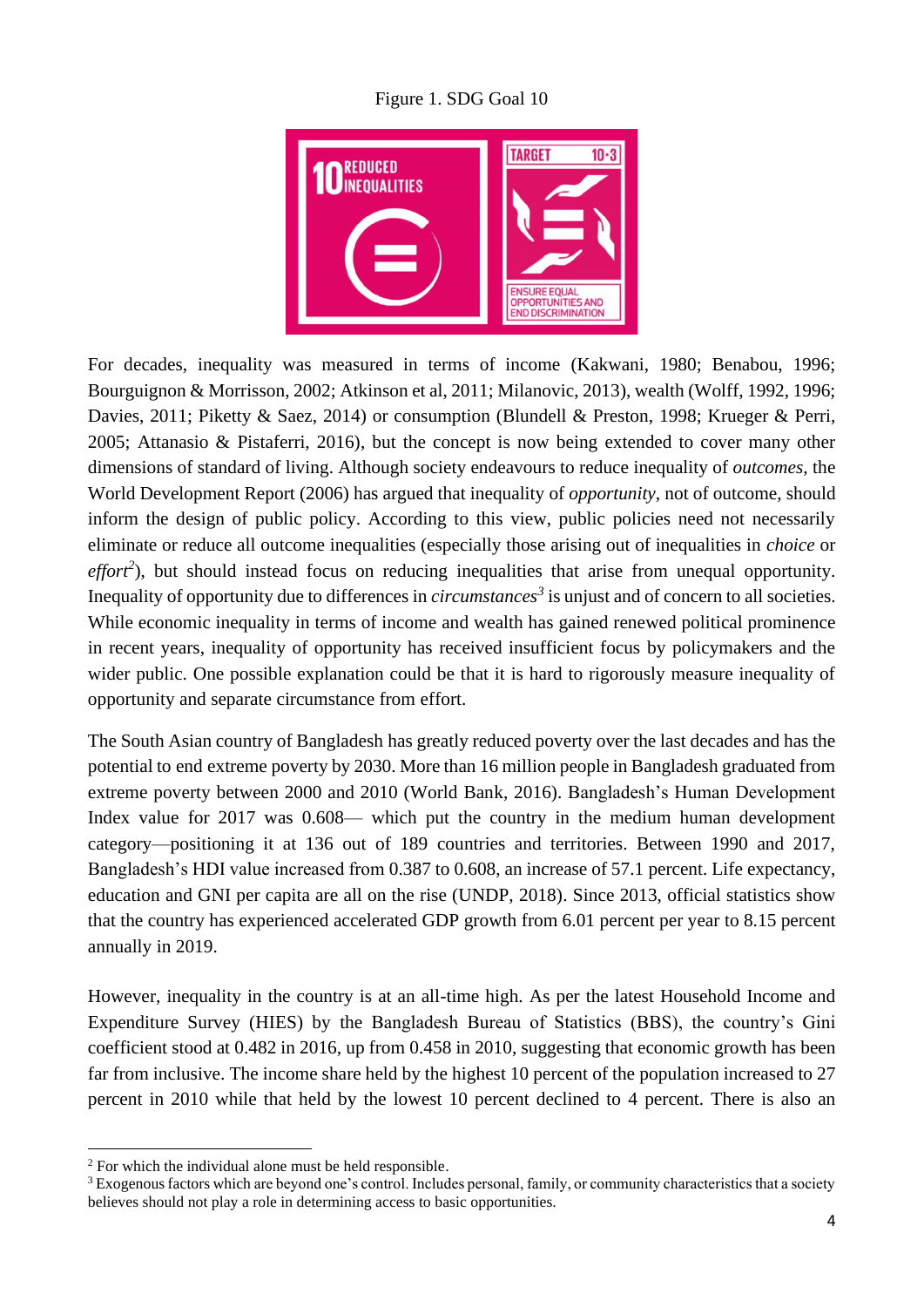Figure 1. SDG Goal 10

For decades, inequality was measured in terms of income (Kakwani, 1980; Benabou, 1996; Bourguignon & Morrisson, 2002; Atkinson et al, 2011; Milanovic, 2013), wealth (Wolff, 1992, 1996; Davies, 2011; Piketty & Saez, 2014) or consumption (Blundell & Preston, 1998; Krueger & Perri, 2005; Attanasio & Pistaferri, 2016), but the concept is now being extended to cover many other dimensions of standard of living. Although society endeavours to reduce inequality of *outcomes*, the World Development Report (2006) has argued that inequality of *opportunity*, not of outcome, should inform the design of public policy. According to this view, public policies need not necessarily eliminate or reduce all outcome inequalities (especially those arising out of inequalities in *choice* or *effort*[2]), but should instead focus on reducing inequalities that arise from unequal opportunity. Inequality of opportunity due to differences in *circumstances*[3] is unjust and of concern to all societies. While economic inequality in terms of income and wealth has gained renewed political prominence in recent years, inequality of opportunity has received insufficient focus by policymakers and the wider public. One possible explanation could be that it is hard to rigorously measure inequality of opportunity and separate circumstance from effort.

The South Asian country of Bangladesh has greatly reduced poverty over the last decades and has the potential to end extreme poverty by 2030. More than 16 million people in Bangladesh graduated from extreme poverty between 2000 and 2010 (World Bank, 2016). Bangladesh's Human Development Index value for 2017 was 0.608— which put the country in the medium human development category—positioning it at 136 out of 189 countries and territories. Between 1990 and 2017, Bangladesh's HDI value increased from 0.387 to 0.608, an increase of 57.1 percent. Life expectancy, education and GNI per capita are all on the rise (UNDP, 2018). Since 2013, official statistics show that the country has experienced accelerated GDP growth from 6.01 percent per year to 8.15 percent annually in 2019.

However, inequality in the country is at an all-time high. As per the latest Household Income and Expenditure Survey (HIES) by the Bangladesh Bureau of Statistics (BBS), the country's Gini coefficient stood at 0.482 in 2016, up from 0.458 in 2010, suggesting that economic growth has been far from inclusive. The income share held by the highest 10 percent of the population increased to 27 percent in 2010 while that held by the lowest 10 percent declined to 4 percent. There is also an

[2] For which the individual alone must be held responsible.

[3] Exogenous factors which are beyond one's control. Includes personal, family, or community characteristics that a society believes should not play a role in determining access to basic opportunities.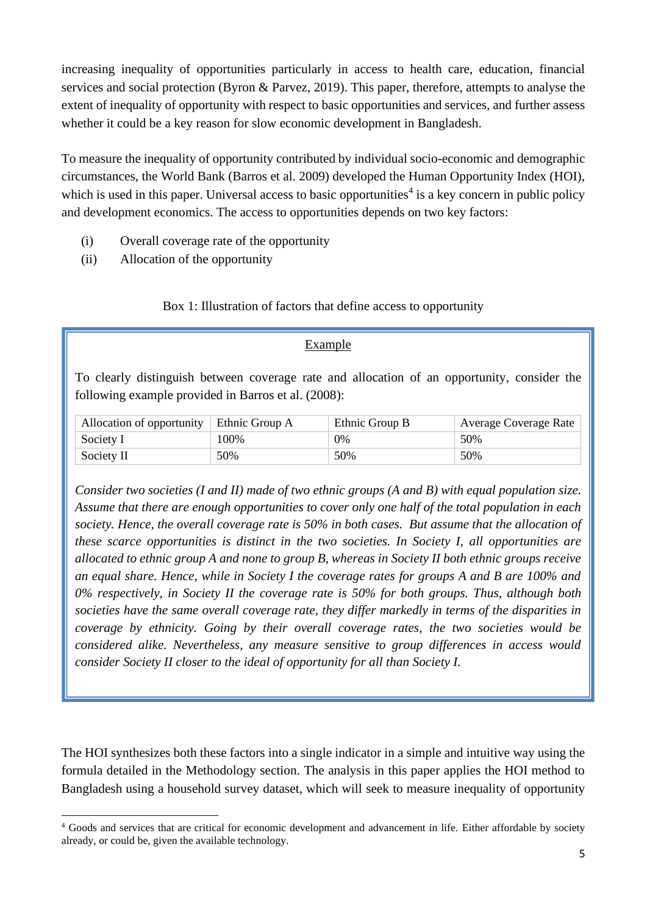increasing inequality of opportunities particularly in access to health care, education, financial services and social protection (Byron & Parvez, 2019). This paper, therefore, attempts to analyse the extent of inequality of opportunity with respect to basic opportunities and services, and further assess whether it could be a key reason for slow economic development in Bangladesh.

To measure the inequality of opportunity contributed by individual socio-economic and demographic circumstances, the World Bank (Barros et al. 2009) developed the Human Opportunity Index (HOI), which is used in this paper. Universal access to basic opportunities[4] is a key concern in public policy and development economics. The access to opportunities depends on two key factors:

(i) Overall coverage rate of the opportunity
(ii) Allocation of the opportunity

Box 1: Illustration of factors that define access to opportunity

Example

To clearly distinguish between coverage rate and allocation of an opportunity, consider the following example provided in Barros et al. (2008):

| Allocation of opportunity | Ethnic Group A | Ethnic Group B | Average Coverage Rate |
|---|---|---|---|
| Society I | 100% | 0% | 50% |
| Society II | 50% | 50% | 50% |

*Consider two societies (I and II) made of two ethnic groups (A and B) with equal population size. Assume that there are enough opportunities to cover only one half of the total population in each society. Hence, the overall coverage rate is 50% in both cases. But assume that the allocation of these scarce opportunities is distinct in the two societies. In Society I, all opportunities are allocated to ethnic group A and none to group B, whereas in Society II both ethnic groups receive an equal share. Hence, while in Society I the coverage rates for groups A and B are 100% and 0% respectively, in Society II the coverage rate is 50% for both groups. Thus, although both societies have the same overall coverage rate, they differ markedly in terms of the disparities in coverage by ethnicity. Going by their overall coverage rates, the two societies would be considered alike. Nevertheless, any measure sensitive to group differences in access would consider Society II closer to the ideal of opportunity for all than Society I.*

The HOI synthesizes both these factors into a single indicator in a simple and intuitive way using the formula detailed in the Methodology section. The analysis in this paper applies the HOI method to Bangladesh using a household survey dataset, which will seek to measure inequality of opportunity

[4] Goods and services that are critical for economic development and advancement in life. Either affordable by society already, or could be, given the available technology.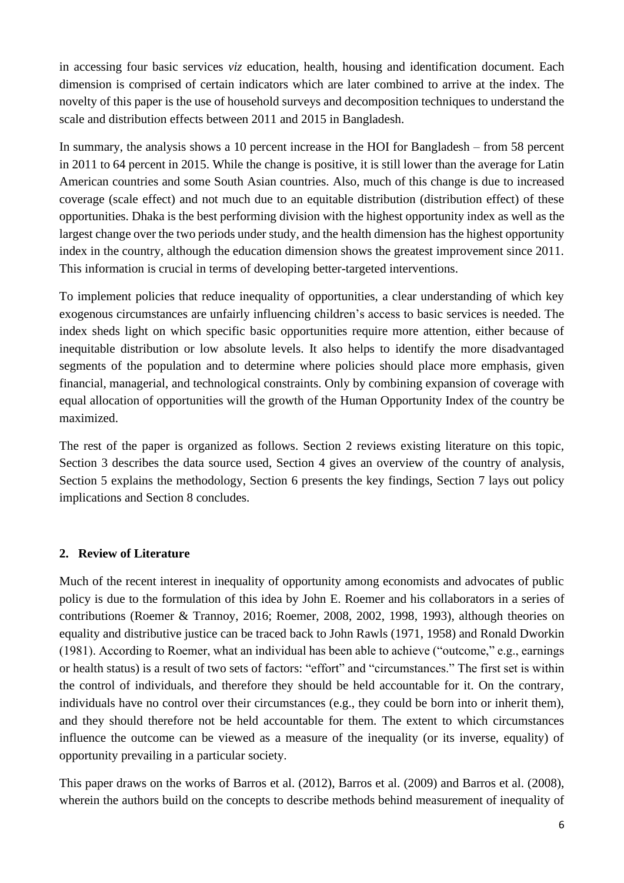in accessing four basic services *viz* education, health, housing and identification document. Each dimension is comprised of certain indicators which are later combined to arrive at the index. The novelty of this paper is the use of household surveys and decomposition techniques to understand the scale and distribution effects between 2011 and 2015 in Bangladesh.

In summary, the analysis shows a 10 percent increase in the HOI for Bangladesh – from 58 percent in 2011 to 64 percent in 2015. While the change is positive, it is still lower than the average for Latin American countries and some South Asian countries. Also, much of this change is due to increased coverage (scale effect) and not much due to an equitable distribution (distribution effect) of these opportunities. Dhaka is the best performing division with the highest opportunity index as well as the largest change over the two periods under study, and the health dimension has the highest opportunity index in the country, although the education dimension shows the greatest improvement since 2011. This information is crucial in terms of developing better-targeted interventions.

To implement policies that reduce inequality of opportunities, a clear understanding of which key exogenous circumstances are unfairly influencing children's access to basic services is needed. The index sheds light on which specific basic opportunities require more attention, either because of inequitable distribution or low absolute levels. It also helps to identify the more disadvantaged segments of the population and to determine where policies should place more emphasis, given financial, managerial, and technological constraints. Only by combining expansion of coverage with equal allocation of opportunities will the growth of the Human Opportunity Index of the country be maximized.

The rest of the paper is organized as follows. Section 2 reviews existing literature on this topic, Section 3 describes the data source used, Section 4 gives an overview of the country of analysis, Section 5 explains the methodology, Section 6 presents the key findings, Section 7 lays out policy implications and Section 8 concludes.

## 2. Review of Literature

Much of the recent interest in inequality of opportunity among economists and advocates of public policy is due to the formulation of this idea by John E. Roemer and his collaborators in a series of contributions (Roemer & Trannoy, 2016; Roemer, 2008, 2002, 1998, 1993), although theories on equality and distributive justice can be traced back to John Rawls (1971, 1958) and Ronald Dworkin (1981). According to Roemer, what an individual has been able to achieve ("outcome," e.g., earnings or health status) is a result of two sets of factors: "effort" and "circumstances." The first set is within the control of individuals, and therefore they should be held accountable for it. On the contrary, individuals have no control over their circumstances (e.g., they could be born into or inherit them), and they should therefore not be held accountable for them. The extent to which circumstances influence the outcome can be viewed as a measure of the inequality (or its inverse, equality) of opportunity prevailing in a particular society.

This paper draws on the works of Barros et al. (2012), Barros et al. (2009) and Barros et al. (2008), wherein the authors build on the concepts to describe methods behind measurement of inequality of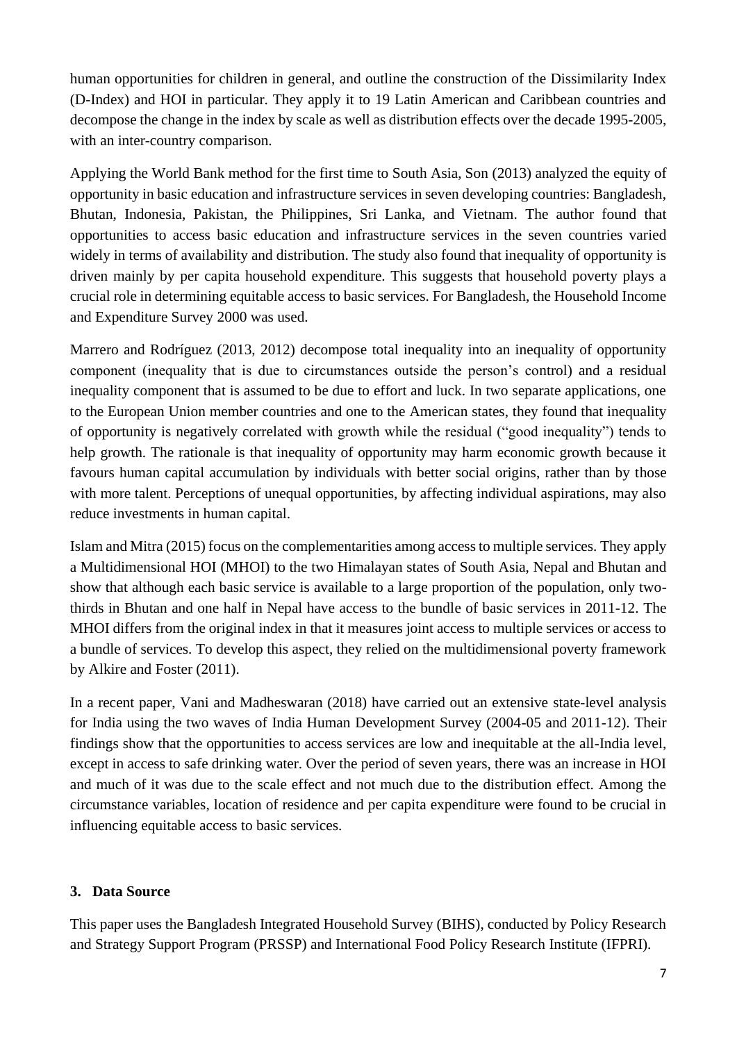human opportunities for children in general, and outline the construction of the Dissimilarity Index (D-Index) and HOI in particular. They apply it to 19 Latin American and Caribbean countries and decompose the change in the index by scale as well as distribution effects over the decade 1995-2005, with an inter-country comparison.

Applying the World Bank method for the first time to South Asia, Son (2013) analyzed the equity of opportunity in basic education and infrastructure services in seven developing countries: Bangladesh, Bhutan, Indonesia, Pakistan, the Philippines, Sri Lanka, and Vietnam. The author found that opportunities to access basic education and infrastructure services in the seven countries varied widely in terms of availability and distribution. The study also found that inequality of opportunity is driven mainly by per capita household expenditure. This suggests that household poverty plays a crucial role in determining equitable access to basic services. For Bangladesh, the Household Income and Expenditure Survey 2000 was used.

Marrero and Rodríguez (2013, 2012) decompose total inequality into an inequality of opportunity component (inequality that is due to circumstances outside the person's control) and a residual inequality component that is assumed to be due to effort and luck. In two separate applications, one to the European Union member countries and one to the American states, they found that inequality of opportunity is negatively correlated with growth while the residual ("good inequality") tends to help growth. The rationale is that inequality of opportunity may harm economic growth because it favours human capital accumulation by individuals with better social origins, rather than by those with more talent. Perceptions of unequal opportunities, by affecting individual aspirations, may also reduce investments in human capital.

Islam and Mitra (2015) focus on the complementarities among access to multiple services. They apply a Multidimensional HOI (MHOI) to the two Himalayan states of South Asia, Nepal and Bhutan and show that although each basic service is available to a large proportion of the population, only two-thirds in Bhutan and one half in Nepal have access to the bundle of basic services in 2011-12. The MHOI differs from the original index in that it measures joint access to multiple services or access to a bundle of services. To develop this aspect, they relied on the multidimensional poverty framework by Alkire and Foster (2011).

In a recent paper, Vani and Madheswaran (2018) have carried out an extensive state-level analysis for India using the two waves of India Human Development Survey (2004-05 and 2011-12). Their findings show that the opportunities to access services are low and inequitable at the all-India level, except in access to safe drinking water. Over the period of seven years, there was an increase in HOI and much of it was due to the scale effect and not much due to the distribution effect. Among the circumstance variables, location of residence and per capita expenditure were found to be crucial in influencing equitable access to basic services.

## 3. Data Source

This paper uses the Bangladesh Integrated Household Survey (BIHS), conducted by Policy Research and Strategy Support Program (PRSSP) and International Food Policy Research Institute (IFPRI).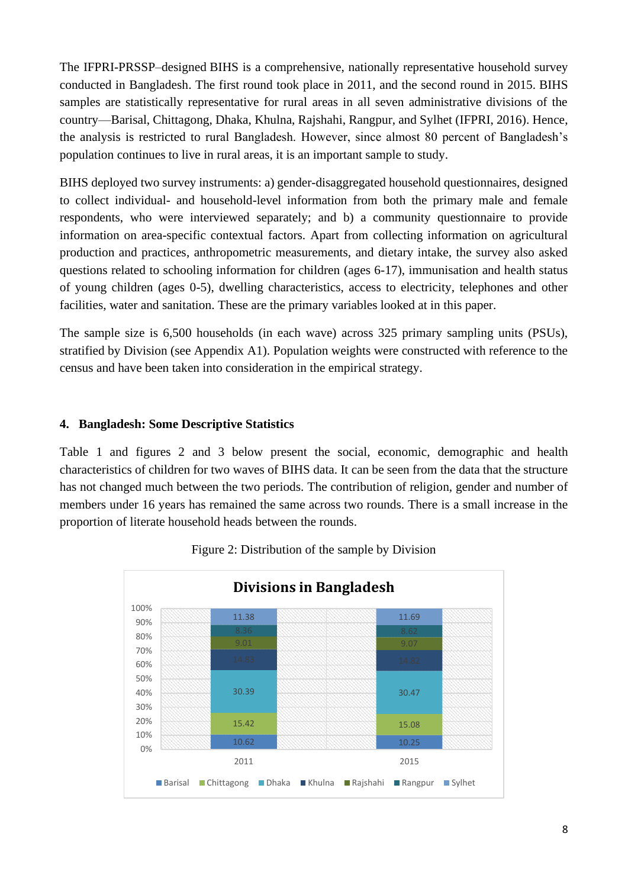The IFPRI-PRSSP–designed BIHS is a comprehensive, nationally representative household survey conducted in Bangladesh. The first round took place in 2011, and the second round in 2015. BIHS samples are statistically representative for rural areas in all seven administrative divisions of the country—Barisal, Chittagong, Dhaka, Khulna, Rajshahi, Rangpur, and Sylhet (IFPRI, 2016). Hence, the analysis is restricted to rural Bangladesh. However, since almost 80 percent of Bangladesh's population continues to live in rural areas, it is an important sample to study.

BIHS deployed two survey instruments: a) gender-disaggregated household questionnaires, designed to collect individual- and household-level information from both the primary male and female respondents, who were interviewed separately; and b) a community questionnaire to provide information on area-specific contextual factors. Apart from collecting information on agricultural production and practices, anthropometric measurements, and dietary intake, the survey also asked questions related to schooling information for children (ages 6-17), immunisation and health status of young children (ages 0-5), dwelling characteristics, access to electricity, telephones and other facilities, water and sanitation. These are the primary variables looked at in this paper.

The sample size is 6,500 households (in each wave) across 325 primary sampling units (PSUs), stratified by Division (see Appendix A1). Population weights were constructed with reference to the census and have been taken into consideration in the empirical strategy.

## 4. Bangladesh: Some Descriptive Statistics

Table 1 and figures 2 and 3 below present the social, economic, demographic and health characteristics of children for two waves of BIHS data. It can be seen from the data that the structure has not changed much between the two periods. The contribution of religion, gender and number of members under 16 years has remained the same across two rounds. There is a small increase in the proportion of literate household heads between the rounds.

Figure 2: Distribution of the sample by Division

**Divisions in Bangladesh**

| Division | 2011 | 2015 |
|---|---|---|
| Barisal | 10.62 | 10.25 |
| Chittagong | 15.42 | 15.08 |
| Dhaka | 30.39 | 30.47 |
| Khulna | 14.83 | 14.82 |
| Rajshahi | 9.01 | 9.07 |
| Rangpur | 8.36 | 8.62 |
| Sylhet | 11.38 | 11.69 |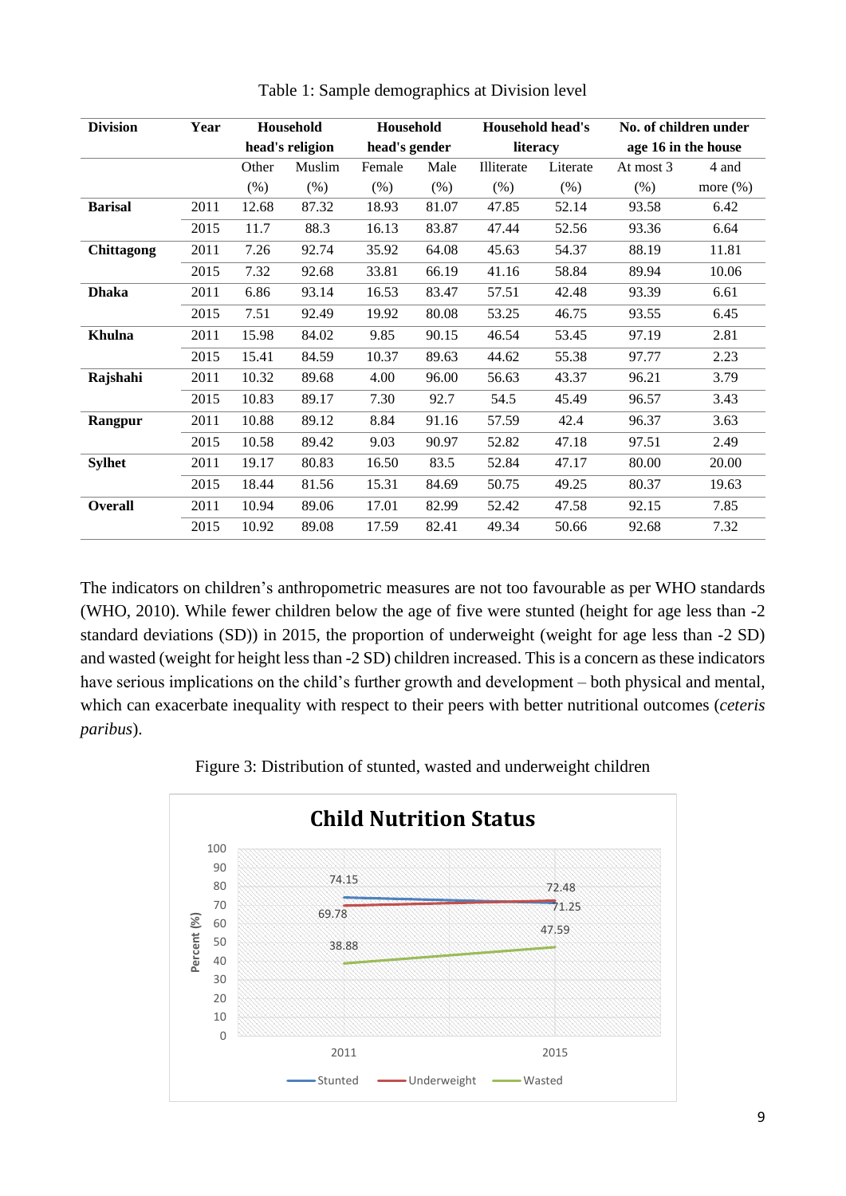Table 1: Sample demographics at Division level

| Division | Year | Household head's religion | | Household head's gender | | Household head's literacy | | No. of children under age 16 in the house | |
|---|---|---|---|---|---|---|---|---|---|
| | | Other (%) | Muslim (%) | Female (%) | Male (%) | Illiterate (%) | Literate (%) | At most 3 (%) | 4 and more (%) |
| **Barisal** | 2011 | 12.68 | 87.32 | 18.93 | 81.07 | 47.85 | 52.14 | 93.58 | 6.42 |
| | 2015 | 11.7 | 88.3 | 16.13 | 83.87 | 47.44 | 52.56 | 93.36 | 6.64 |
| **Chittagong** | 2011 | 7.26 | 92.74 | 35.92 | 64.08 | 45.63 | 54.37 | 88.19 | 11.81 |
| | 2015 | 7.32 | 92.68 | 33.81 | 66.19 | 41.16 | 58.84 | 89.94 | 10.06 |
| **Dhaka** | 2011 | 6.86 | 93.14 | 16.53 | 83.47 | 57.51 | 42.48 | 93.39 | 6.61 |
| | 2015 | 7.51 | 92.49 | 19.92 | 80.08 | 53.25 | 46.75 | 93.55 | 6.45 |
| **Khulna** | 2011 | 15.98 | 84.02 | 9.85 | 90.15 | 46.54 | 53.45 | 97.19 | 2.81 |
| | 2015 | 15.41 | 84.59 | 10.37 | 89.63 | 44.62 | 55.38 | 97.77 | 2.23 |
| **Rajshahi** | 2011 | 10.32 | 89.68 | 4.00 | 96.00 | 56.63 | 43.37 | 96.21 | 3.79 |
| | 2015 | 10.83 | 89.17 | 7.30 | 92.7 | 54.5 | 45.49 | 96.57 | 3.43 |
| **Rangpur** | 2011 | 10.88 | 89.12 | 8.84 | 91.16 | 57.59 | 42.4 | 96.37 | 3.63 |
| | 2015 | 10.58 | 89.42 | 9.03 | 90.97 | 52.82 | 47.18 | 97.51 | 2.49 |
| **Sylhet** | 2011 | 19.17 | 80.83 | 16.50 | 83.5 | 52.84 | 47.17 | 80.00 | 20.00 |
| | 2015 | 18.44 | 81.56 | 15.31 | 84.69 | 50.75 | 49.25 | 80.37 | 19.63 |
| **Overall** | 2011 | 10.94 | 89.06 | 17.01 | 82.99 | 52.42 | 47.58 | 92.15 | 7.85 |
| | 2015 | 10.92 | 89.08 | 17.59 | 82.41 | 49.34 | 50.66 | 92.68 | 7.32 |

The indicators on children's anthropometric measures are not too favourable as per WHO standards (WHO, 2010). While fewer children below the age of five were stunted (height for age less than -2 standard deviations (SD)) in 2015, the proportion of underweight (weight for age less than -2 SD) and wasted (weight for height less than -2 SD) children increased. This is a concern as these indicators have serious implications on the child's further growth and development – both physical and mental, which can exacerbate inequality with respect to their peers with better nutritional outcomes (*ceteris paribus*).

Figure 3: Distribution of stunted, wasted and underweight children

**Child Nutrition Status**

| Indicator | 2011 | 2015 |
|---|---|---|
| Stunted | 74.15 | 71.25 |
| Underweight | 69.78 | 72.48 |
| Wasted | 38.88 | 47.59 |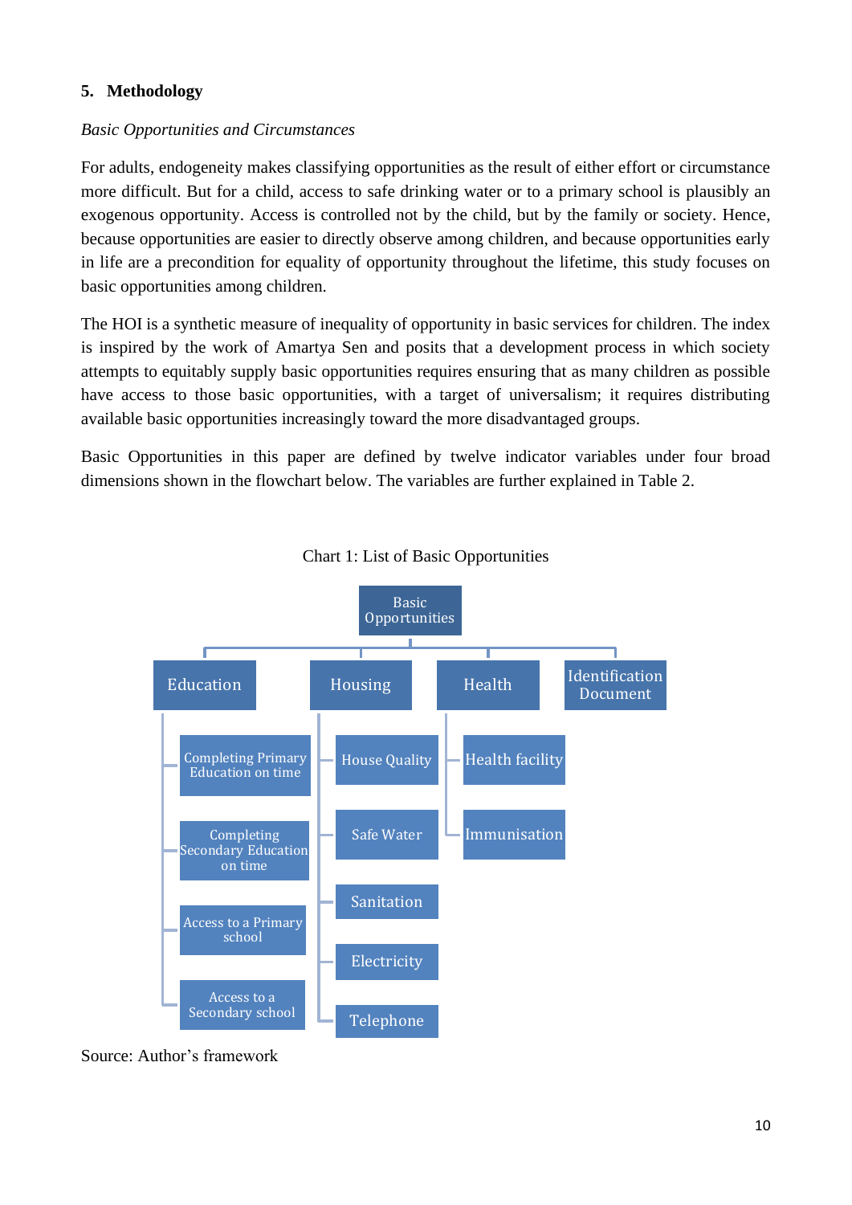## 5. Methodology

*Basic Opportunities and Circumstances*

For adults, endogeneity makes classifying opportunities as the result of either effort or circumstance more difficult. But for a child, access to safe drinking water or to a primary school is plausibly an exogenous opportunity. Access is controlled not by the child, but by the family or society. Hence, because opportunities are easier to directly observe among children, and because opportunities early in life are a precondition for equality of opportunity throughout the lifetime, this study focuses on basic opportunities among children.

The HOI is a synthetic measure of inequality of opportunity in basic services for children. The index is inspired by the work of Amartya Sen and posits that a development process in which society attempts to equitably supply basic opportunities requires ensuring that as many children as possible have access to those basic opportunities, with a target of universalism; it requires distributing available basic opportunities increasingly toward the more disadvantaged groups.

Basic Opportunities in this paper are defined by twelve indicator variables under four broad dimensions shown in the flowchart below. The variables are further explained in Table 2.

Chart 1: List of Basic Opportunities

- Basic Opportunities
  - Education
    - Completing Primary Education on time
    - Completing Secondary Education on time
    - Access to a Primary school
    - Access to a Secondary school
  - Housing
    - House Quality
    - Safe Water
    - Sanitation
    - Electricity
    - Telephone
  - Health
    - Health facility
    - Immunisation
  - Identification Document

Source: Author's framework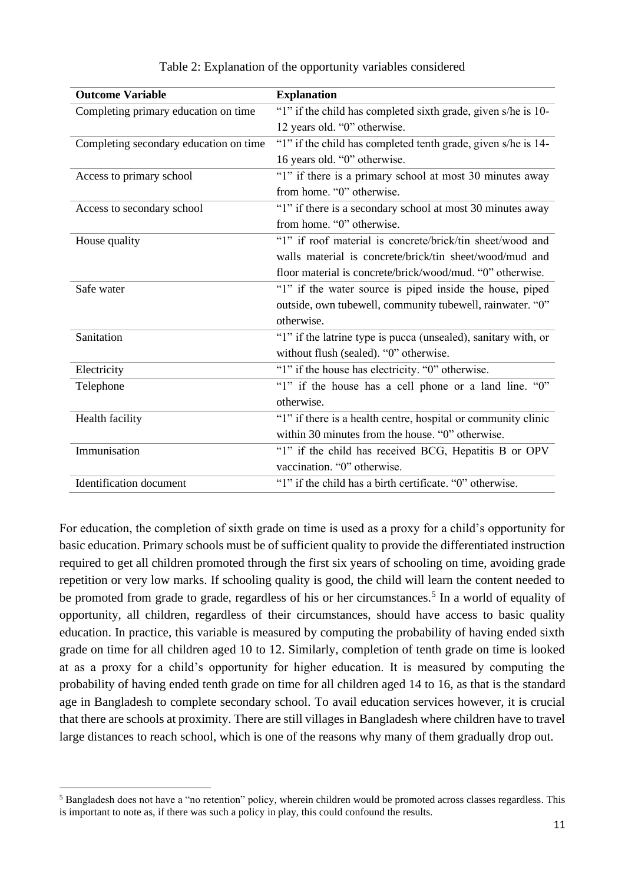Table 2: Explanation of the opportunity variables considered

| Outcome Variable | Explanation |
|---|---|
| Completing primary education on time | "1" if the child has completed sixth grade, given s/he is 10-12 years old. "0" otherwise. |
| Completing secondary education on time | "1" if the child has completed tenth grade, given s/he is 14-16 years old. "0" otherwise. |
| Access to primary school | "1" if there is a primary school at most 30 minutes away from home. "0" otherwise. |
| Access to secondary school | "1" if there is a secondary school at most 30 minutes away from home. "0" otherwise. |
| House quality | "1" if roof material is concrete/brick/tin sheet/wood and walls material is concrete/brick/tin sheet/wood/mud and floor material is concrete/brick/wood/mud. "0" otherwise. |
| Safe water | "1" if the water source is piped inside the house, piped outside, own tubewell, community tubewell, rainwater. "0" otherwise. |
| Sanitation | "1" if the latrine type is pucca (unsealed), sanitary with, or without flush (sealed). "0" otherwise. |
| Electricity | "1" if the house has electricity. "0" otherwise. |
| Telephone | "1" if the house has a cell phone or a land line. "0" otherwise. |
| Health facility | "1" if there is a health centre, hospital or community clinic within 30 minutes from the house. "0" otherwise. |
| Immunisation | "1" if the child has received BCG, Hepatitis B or OPV vaccination. "0" otherwise. |
| Identification document | "1" if the child has a birth certificate. "0" otherwise. |

For education, the completion of sixth grade on time is used as a proxy for a child's opportunity for basic education. Primary schools must be of sufficient quality to provide the differentiated instruction required to get all children promoted through the first six years of schooling on time, avoiding grade repetition or very low marks. If schooling quality is good, the child will learn the content needed to be promoted from grade to grade, regardless of his or her circumstances.[5] In a world of equality of opportunity, all children, regardless of their circumstances, should have access to basic quality education. In practice, this variable is measured by computing the probability of having ended sixth grade on time for all children aged 10 to 12. Similarly, completion of tenth grade on time is looked at as a proxy for a child's opportunity for higher education. It is measured by computing the probability of having ended tenth grade on time for all children aged 14 to 16, as that is the standard age in Bangladesh to complete secondary school. To avail education services however, it is crucial that there are schools at proximity. There are still villages in Bangladesh where children have to travel large distances to reach school, which is one of the reasons why many of them gradually drop out.

[5] Bangladesh does not have a "no retention" policy, wherein children would be promoted across classes regardless. This is important to note as, if there was such a policy in play, this could confound the results.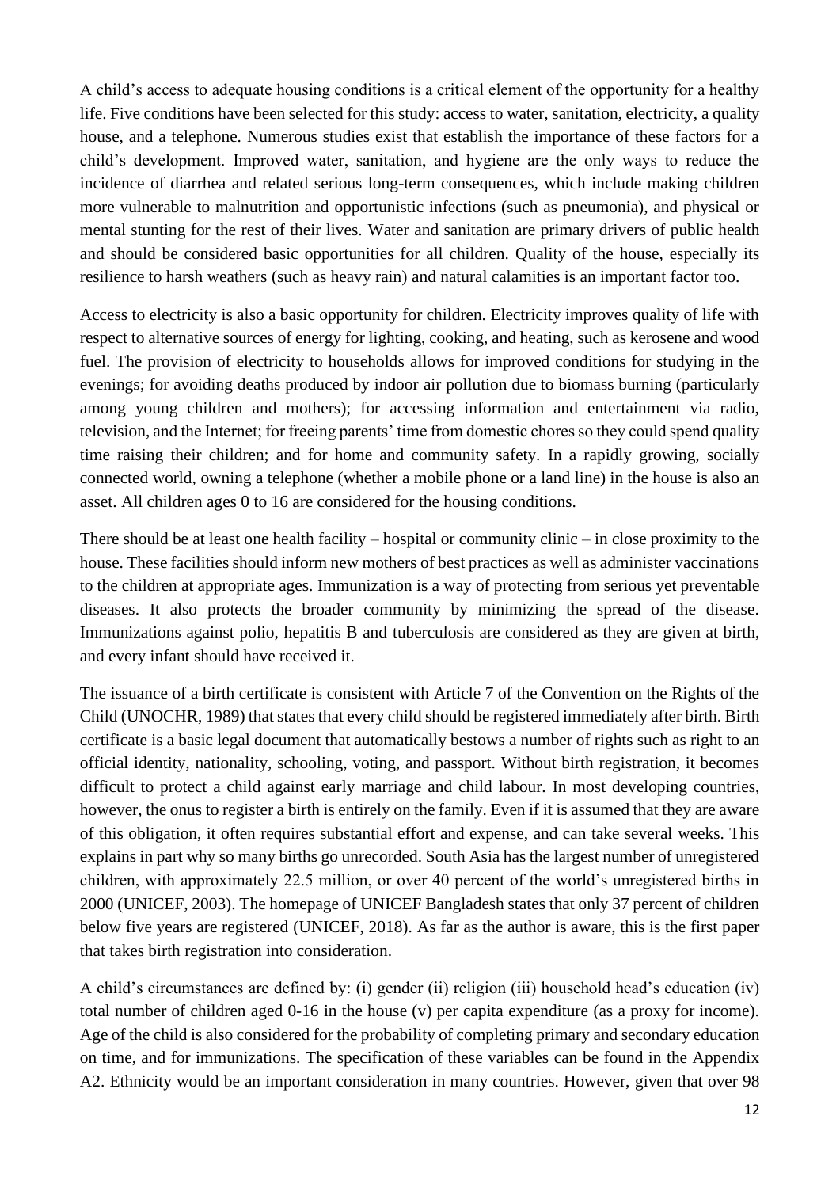A child's access to adequate housing conditions is a critical element of the opportunity for a healthy life. Five conditions have been selected for this study: access to water, sanitation, electricity, a quality house, and a telephone. Numerous studies exist that establish the importance of these factors for a child's development. Improved water, sanitation, and hygiene are the only ways to reduce the incidence of diarrhea and related serious long-term consequences, which include making children more vulnerable to malnutrition and opportunistic infections (such as pneumonia), and physical or mental stunting for the rest of their lives. Water and sanitation are primary drivers of public health and should be considered basic opportunities for all children. Quality of the house, especially its resilience to harsh weathers (such as heavy rain) and natural calamities is an important factor too.

Access to electricity is also a basic opportunity for children. Electricity improves quality of life with respect to alternative sources of energy for lighting, cooking, and heating, such as kerosene and wood fuel. The provision of electricity to households allows for improved conditions for studying in the evenings; for avoiding deaths produced by indoor air pollution due to biomass burning (particularly among young children and mothers); for accessing information and entertainment via radio, television, and the Internet; for freeing parents' time from domestic chores so they could spend quality time raising their children; and for home and community safety. In a rapidly growing, socially connected world, owning a telephone (whether a mobile phone or a land line) in the house is also an asset. All children ages 0 to 16 are considered for the housing conditions.

There should be at least one health facility – hospital or community clinic – in close proximity to the house. These facilities should inform new mothers of best practices as well as administer vaccinations to the children at appropriate ages. Immunization is a way of protecting from serious yet preventable diseases. It also protects the broader community by minimizing the spread of the disease. Immunizations against polio, hepatitis B and tuberculosis are considered as they are given at birth, and every infant should have received it.

The issuance of a birth certificate is consistent with Article 7 of the Convention on the Rights of the Child (UNOCHR, 1989) that states that every child should be registered immediately after birth. Birth certificate is a basic legal document that automatically bestows a number of rights such as right to an official identity, nationality, schooling, voting, and passport. Without birth registration, it becomes difficult to protect a child against early marriage and child labour. In most developing countries, however, the onus to register a birth is entirely on the family. Even if it is assumed that they are aware of this obligation, it often requires substantial effort and expense, and can take several weeks. This explains in part why so many births go unrecorded. South Asia has the largest number of unregistered children, with approximately 22.5 million, or over 40 percent of the world's unregistered births in 2000 (UNICEF, 2003). The homepage of UNICEF Bangladesh states that only 37 percent of children below five years are registered (UNICEF, 2018). As far as the author is aware, this is the first paper that takes birth registration into consideration.

A child's circumstances are defined by: (i) gender (ii) religion (iii) household head's education (iv) total number of children aged 0-16 in the house (v) per capita expenditure (as a proxy for income). Age of the child is also considered for the probability of completing primary and secondary education on time, and for immunizations. The specification of these variables can be found in the Appendix A2. Ethnicity would be an important consideration in many countries. However, given that over 98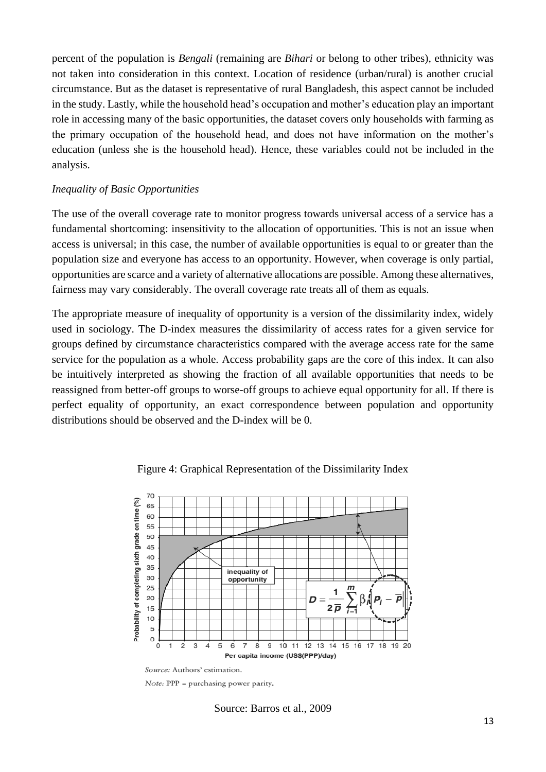percent of the population is *Bengali* (remaining are *Bihari* or belong to other tribes), ethnicity was not taken into consideration in this context. Location of residence (urban/rural) is another crucial circumstance. But as the dataset is representative of rural Bangladesh, this aspect cannot be included in the study. Lastly, while the household head's occupation and mother's education play an important role in accessing many of the basic opportunities, the dataset covers only households with farming as the primary occupation of the household head, and does not have information on the mother's education (unless she is the household head). Hence, these variables could not be included in the analysis.

*Inequality of Basic Opportunities*

The use of the overall coverage rate to monitor progress towards universal access of a service has a fundamental shortcoming: insensitivity to the allocation of opportunities. This is not an issue when access is universal; in this case, the number of available opportunities is equal to or greater than the population size and everyone has access to an opportunity. However, when coverage is only partial, opportunities are scarce and a variety of alternative allocations are possible. Among these alternatives, fairness may vary considerably. The overall coverage rate treats all of them as equals.

The appropriate measure of inequality of opportunity is a version of the dissimilarity index, widely used in sociology. The D-index measures the dissimilarity of access rates for a given service for groups defined by circumstance characteristics compared with the average access rate for the same service for the population as a whole. Access probability gaps are the core of this index. It can also be intuitively interpreted as showing the fraction of all available opportunities that needs to be reassigned from better-off groups to worse-off groups to achieve equal opportunity for all. If there is perfect equality of opportunity, an exact correspondence between population and opportunity distributions should be observed and the D-index will be 0.

Figure 4: Graphical Representation of the Dissimilarity Index

$$D = \frac{1}{2\bar{p}} \sum_{i=1}^{m} \beta_i \left| p_i - \bar{p} \right|$$

*Source:* Authors' estimation.

*Note:* PPP = purchasing power parity.

Source: Barros et al., 2009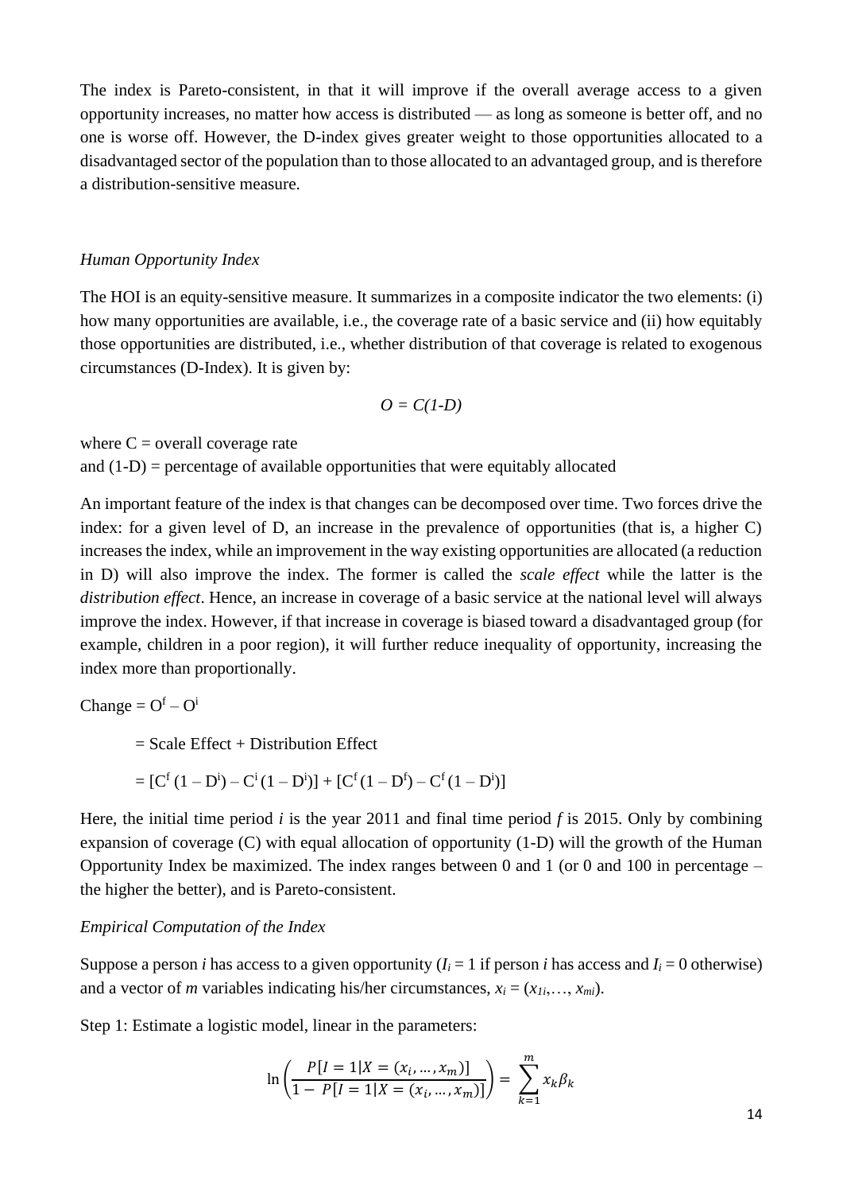The index is Pareto-consistent, in that it will improve if the overall average access to a given opportunity increases, no matter how access is distributed — as long as someone is better off, and no one is worse off. However, the D-index gives greater weight to those opportunities allocated to a disadvantaged sector of the population than to those allocated to an advantaged group, and is therefore a distribution-sensitive measure.

*Human Opportunity Index*

The HOI is an equity-sensitive measure. It summarizes in a composite indicator the two elements: (i) how many opportunities are available, i.e., the coverage rate of a basic service and (ii) how equitably those opportunities are distributed, i.e., whether distribution of that coverage is related to exogenous circumstances (D-Index). It is given by:

$$O = C(1\text{-}D)$$

where C = overall coverage rate
and (1-D) = percentage of available opportunities that were equitably allocated

An important feature of the index is that changes can be decomposed over time. Two forces drive the index: for a given level of D, an increase in the prevalence of opportunities (that is, a higher C) increases the index, while an improvement in the way existing opportunities are allocated (a reduction in D) will also improve the index. The former is called the *scale effect* while the latter is the *distribution effect*. Hence, an increase in coverage of a basic service at the national level will always improve the index. However, if that increase in coverage is biased toward a disadvantaged group (for example, children in a poor region), it will further reduce inequality of opportunity, increasing the index more than proportionally.

$$\text{Change} = O^f - O^i$$

$$= \text{Scale Effect} + \text{Distribution Effect}$$

$$= [C^f(1 - D^i) - C^i(1 - D^i)] + [C^f(1 - D^f) - C^f(1 - D^i)]$$

Here, the initial time period *i* is the year 2011 and final time period *f* is 2015. Only by combining expansion of coverage (C) with equal allocation of opportunity (1-D) will the growth of the Human Opportunity Index be maximized. The index ranges between 0 and 1 (or 0 and 100 in percentage – the higher the better), and is Pareto-consistent.

*Empirical Computation of the Index*

Suppose a person *i* has access to a given opportunity ($I_i = 1$ if person *i* has access and $I_i = 0$ otherwise) and a vector of *m* variables indicating his/her circumstances, $x_i = (x_{1i},\dots, x_{mi})$.

Step 1: Estimate a logistic model, linear in the parameters:

$$\ln\left(\frac{P[I = 1|X = (x_i, \dots, x_m)]}{1 - P[I = 1|X = (x_i, \dots, x_m)]}\right) = \sum_{k=1}^{m} x_k \beta_k$$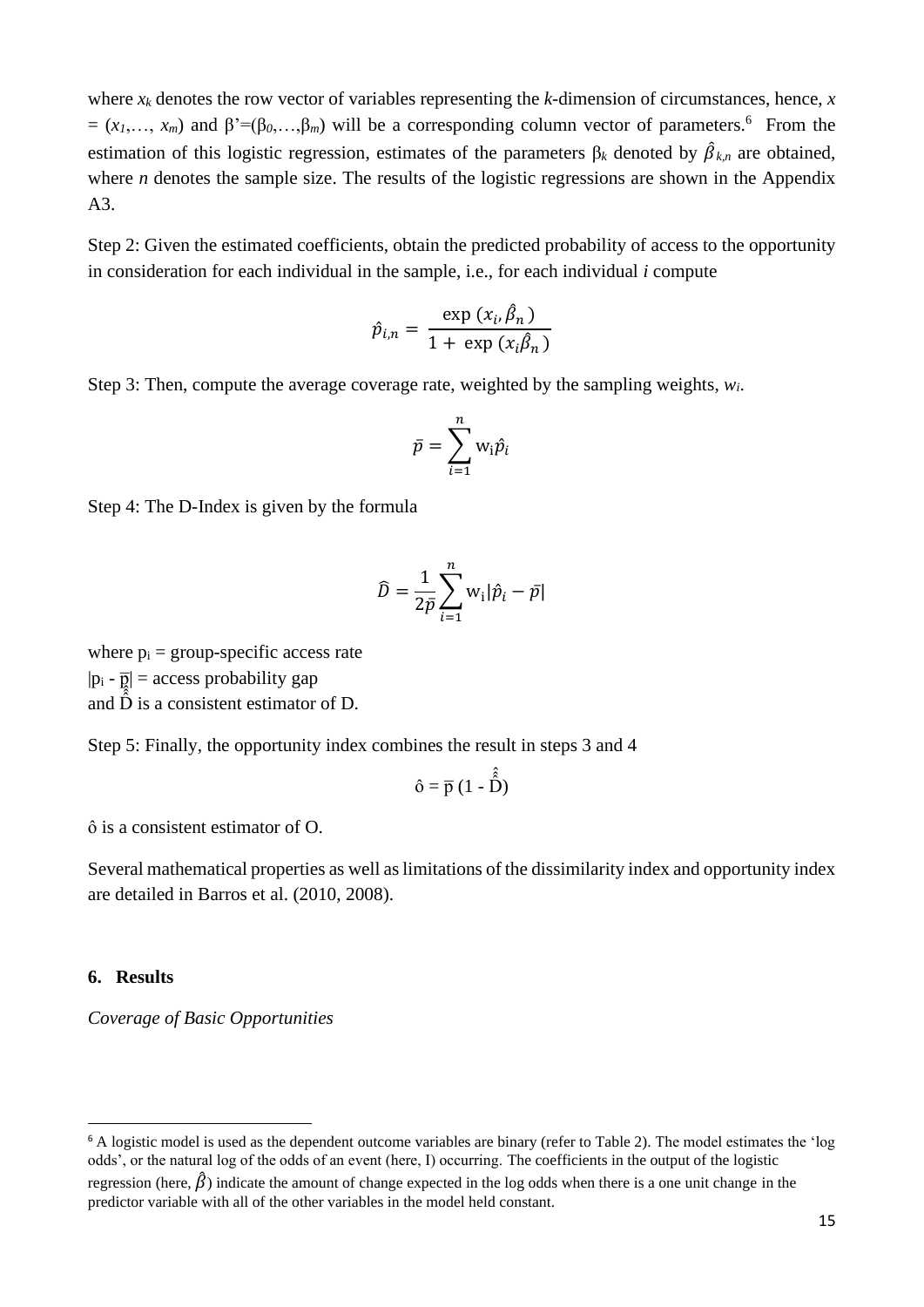where $x_k$ denotes the row vector of variables representing the *k*-dimension of circumstances, hence, $x = (x_1, \ldots, x_m)$ and $\beta' = (\beta_0, \ldots, \beta_m)$ will be a corresponding column vector of parameters.[6] From the estimation of this logistic regression, estimates of the parameters $\beta_k$ denoted by $\hat{\beta}_{k,n}$ are obtained, where *n* denotes the sample size. The results of the logistic regressions are shown in the Appendix A3.

Step 2: Given the estimated coefficients, obtain the predicted probability of access to the opportunity in consideration for each individual in the sample, i.e., for each individual *i* compute

$$\hat{p}_{i,n} = \frac{\exp\,(x_i, \hat{\beta}_n)}{1 + \exp\,(x_i \hat{\beta}_n)}$$

Step 3: Then, compute the average coverage rate, weighted by the sampling weights, $w_i$.

$$\bar{p} = \sum_{i=1}^{n} \mathrm{w_i} \hat{p}_i$$

Step 4: The D-Index is given by the formula

$$\widehat{D} = \frac{1}{2\bar{p}} \sum_{i=1}^{n} \mathrm{w_i} |\hat{p}_i - \bar{p}|$$

where $p_i$ = group-specific access rate
$|p_i - \bar{p}|$ = access probability gap
and $\hat{\hat{\hat{D}}}$ is a consistent estimator of D.

Step 5: Finally, the opportunity index combines the result in steps 3 and 4

$$\hat{o} = \bar{p}\,(1 - \hat{\hat{\hat{D}}})$$

$\hat{o}$ is a consistent estimator of O.

Several mathematical properties as well as limitations of the dissimilarity index and opportunity index are detailed in Barros et al. (2010, 2008).

## 6. Results

*Coverage of Basic Opportunities*

[6] A logistic model is used as the dependent outcome variables are binary (refer to Table 2). The model estimates the 'log odds', or the natural log of the odds of an event (here, I) occurring. The coefficients in the output of the logistic regression (here, $\hat{\beta}$) indicate the amount of change expected in the log odds when there is a one unit change in the predictor variable with all of the other variables in the model held constant.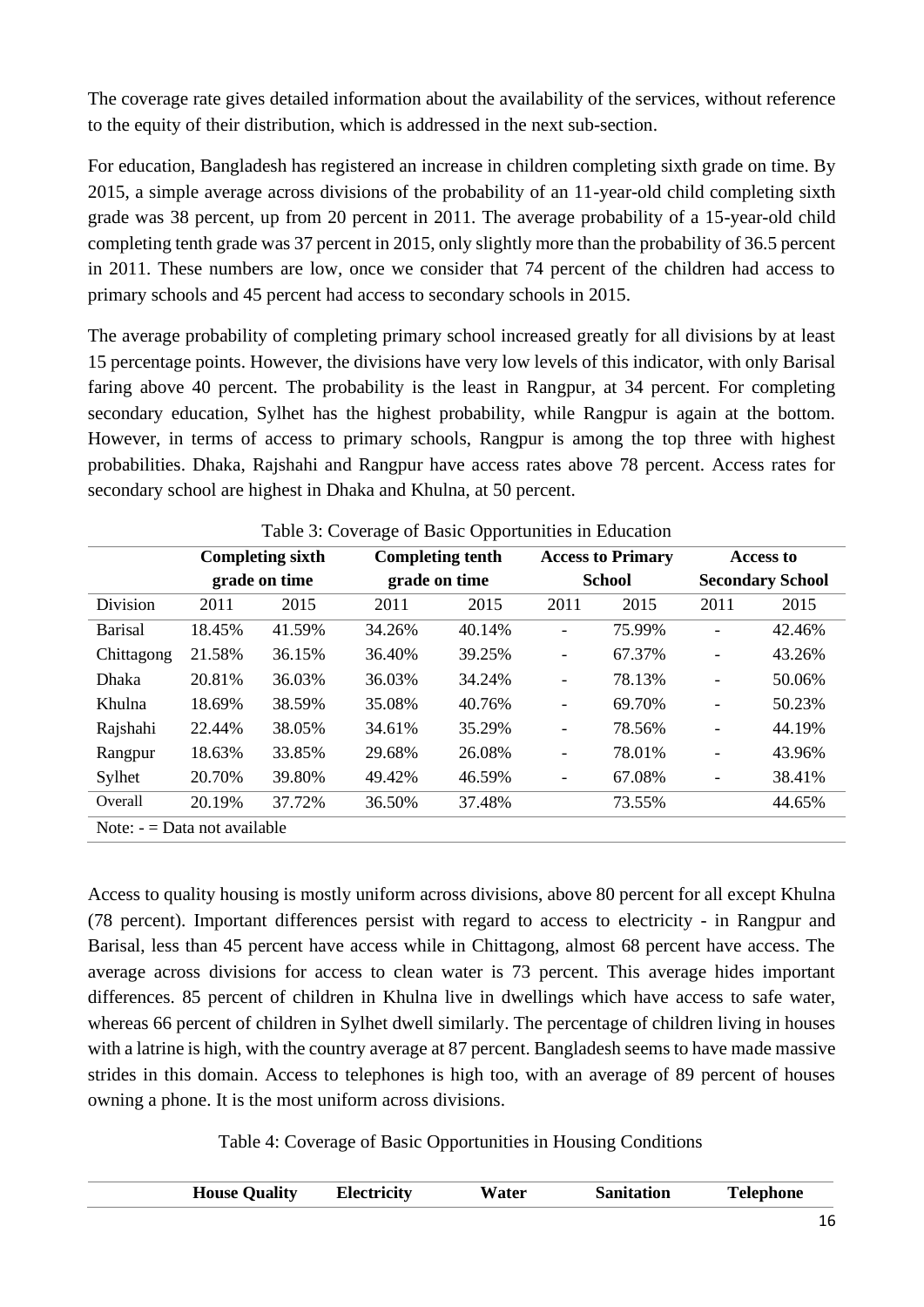The coverage rate gives detailed information about the availability of the services, without reference to the equity of their distribution, which is addressed in the next sub-section.

For education, Bangladesh has registered an increase in children completing sixth grade on time. By 2015, a simple average across divisions of the probability of an 11-year-old child completing sixth grade was 38 percent, up from 20 percent in 2011. The average probability of a 15-year-old child completing tenth grade was 37 percent in 2015, only slightly more than the probability of 36.5 percent in 2011. These numbers are low, once we consider that 74 percent of the children had access to primary schools and 45 percent had access to secondary schools in 2015.

The average probability of completing primary school increased greatly for all divisions by at least 15 percentage points. However, the divisions have very low levels of this indicator, with only Barisal faring above 40 percent. The probability is the least in Rangpur, at 34 percent. For completing secondary education, Sylhet has the highest probability, while Rangpur is again at the bottom. However, in terms of access to primary schools, Rangpur is among the top three with highest probabilities. Dhaka, Rajshahi and Rangpur have access rates above 78 percent. Access rates for secondary school are highest in Dhaka and Khulna, at 50 percent.

Table 3: Coverage of Basic Opportunities in Education

| | Completing sixth grade on time | | Completing tenth grade on time | | Access to Primary School | | Access to Secondary School | |
|---|---|---|---|---|---|---|---|---|
| Division | 2011 | 2015 | 2011 | 2015 | 2011 | 2015 | 2011 | 2015 |
| Barisal | 18.45% | 41.59% | 34.26% | 40.14% | - | 75.99% | - | 42.46% |
| Chittagong | 21.58% | 36.15% | 36.40% | 39.25% | - | 67.37% | - | 43.26% |
| Dhaka | 20.81% | 36.03% | 36.03% | 34.24% | - | 78.13% | - | 50.06% |
| Khulna | 18.69% | 38.59% | 35.08% | 40.76% | - | 69.70% | - | 50.23% |
| Rajshahi | 22.44% | 38.05% | 34.61% | 35.29% | - | 78.56% | - | 44.19% |
| Rangpur | 18.63% | 33.85% | 29.68% | 26.08% | - | 78.01% | - | 43.96% |
| Sylhet | 20.70% | 39.80% | 49.42% | 46.59% | - | 67.08% | - | 38.41% |
| Overall | 20.19% | 37.72% | 36.50% | 37.48% | | 73.55% | | 44.65% |

Note: - = Data not available

Access to quality housing is mostly uniform across divisions, above 80 percent for all except Khulna (78 percent). Important differences persist with regard to access to electricity - in Rangpur and Barisal, less than 45 percent have access while in Chittagong, almost 68 percent have access. The average across divisions for access to clean water is 73 percent. This average hides important differences. 85 percent of children in Khulna live in dwellings which have access to safe water, whereas 66 percent of children in Sylhet dwell similarly. The percentage of children living in houses with a latrine is high, with the country average at 87 percent. Bangladesh seems to have made massive strides in this domain. Access to telephones is high too, with an average of 89 percent of houses owning a phone. It is the most uniform across divisions.

Table 4: Coverage of Basic Opportunities in Housing Conditions

| | House Quality | Electricity | Water | Sanitation | Telephone |
|---|---|---|---|---|---|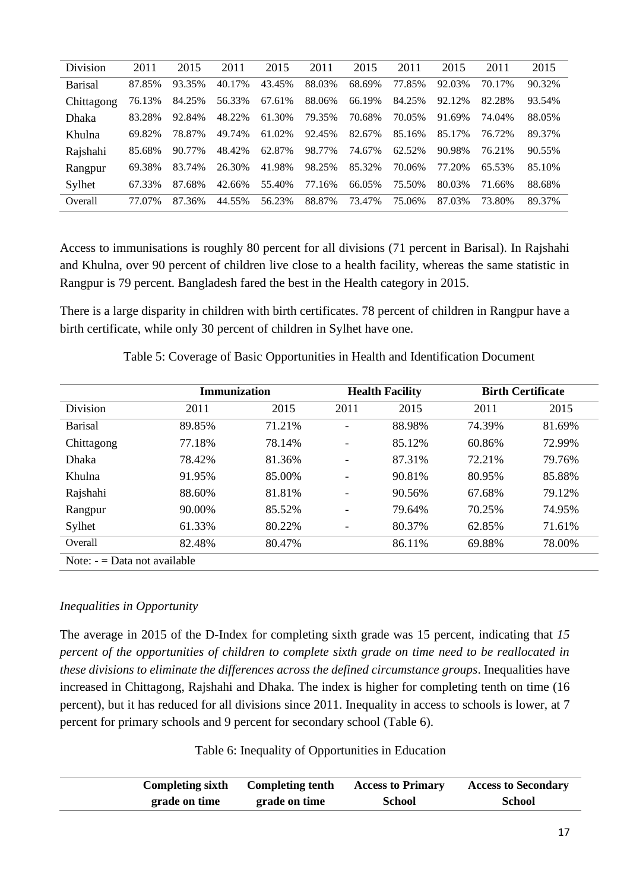| Division | 2011 | 2015 | 2011 | 2015 | 2011 | 2015 | 2011 | 2015 | 2011 | 2015 |
|---|---|---|---|---|---|---|---|---|---|---|
| Barisal | 87.85% | 93.35% | 40.17% | 43.45% | 88.03% | 68.69% | 77.85% | 92.03% | 70.17% | 90.32% |
| Chittagong | 76.13% | 84.25% | 56.33% | 67.61% | 88.06% | 66.19% | 84.25% | 92.12% | 82.28% | 93.54% |
| Dhaka | 83.28% | 92.84% | 48.22% | 61.30% | 79.35% | 70.68% | 70.05% | 91.69% | 74.04% | 88.05% |
| Khulna | 69.82% | 78.87% | 49.74% | 61.02% | 92.45% | 82.67% | 85.16% | 85.17% | 76.72% | 89.37% |
| Rajshahi | 85.68% | 90.77% | 48.42% | 62.87% | 98.77% | 74.67% | 62.52% | 90.98% | 76.21% | 90.55% |
| Rangpur | 69.38% | 83.74% | 26.30% | 41.98% | 98.25% | 85.32% | 70.06% | 77.20% | 65.53% | 85.10% |
| Sylhet | 67.33% | 87.68% | 42.66% | 55.40% | 77.16% | 66.05% | 75.50% | 80.03% | 71.66% | 88.68% |
| Overall | 77.07% | 87.36% | 44.55% | 56.23% | 88.87% | 73.47% | 75.06% | 87.03% | 73.80% | 89.37% |

Access to immunisations is roughly 80 percent for all divisions (71 percent in Barisal). In Rajshahi and Khulna, over 90 percent of children live close to a health facility, whereas the same statistic in Rangpur is 79 percent. Bangladesh fared the best in the Health category in 2015.

There is a large disparity in children with birth certificates. 78 percent of children in Rangpur have a birth certificate, while only 30 percent of children in Sylhet have one.

Table 5: Coverage of Basic Opportunities in Health and Identification Document

| | **Immunization** | | **Health Facility** | | **Birth Certificate** | |
|---|---|---|---|---|---|---|
| Division | 2011 | 2015 | 2011 | 2015 | 2011 | 2015 |
| Barisal | 89.85% | 71.21% | - | 88.98% | 74.39% | 81.69% |
| Chittagong | 77.18% | 78.14% | - | 85.12% | 60.86% | 72.99% |
| Dhaka | 78.42% | 81.36% | - | 87.31% | 72.21% | 79.76% |
| Khulna | 91.95% | 85.00% | - | 90.81% | 80.95% | 85.88% |
| Rajshahi | 88.60% | 81.81% | - | 90.56% | 67.68% | 79.12% |
| Rangpur | 90.00% | 85.52% | - | 79.64% | 70.25% | 74.95% |
| Sylhet | 61.33% | 80.22% | - | 80.37% | 62.85% | 71.61% |
| Overall | 82.48% | 80.47% | | 86.11% | 69.88% | 78.00% |

Note: - = Data not available

*Inequalities in Opportunity*

The average in 2015 of the D-Index for completing sixth grade was 15 percent, indicating that *15 percent of the opportunities of children to complete sixth grade on time need to be reallocated in these divisions to eliminate the differences across the defined circumstance groups*. Inequalities have increased in Chittagong, Rajshahi and Dhaka. The index is higher for completing tenth on time (16 percent), but it has reduced for all divisions since 2011. Inequality in access to schools is lower, at 7 percent for primary schools and 9 percent for secondary school (Table 6).

Table 6: Inequality of Opportunities in Education

| | **Completing sixth grade on time** | **Completing tenth grade on time** | **Access to Primary School** | **Access to Secondary School** |
|---|---|---|---|---|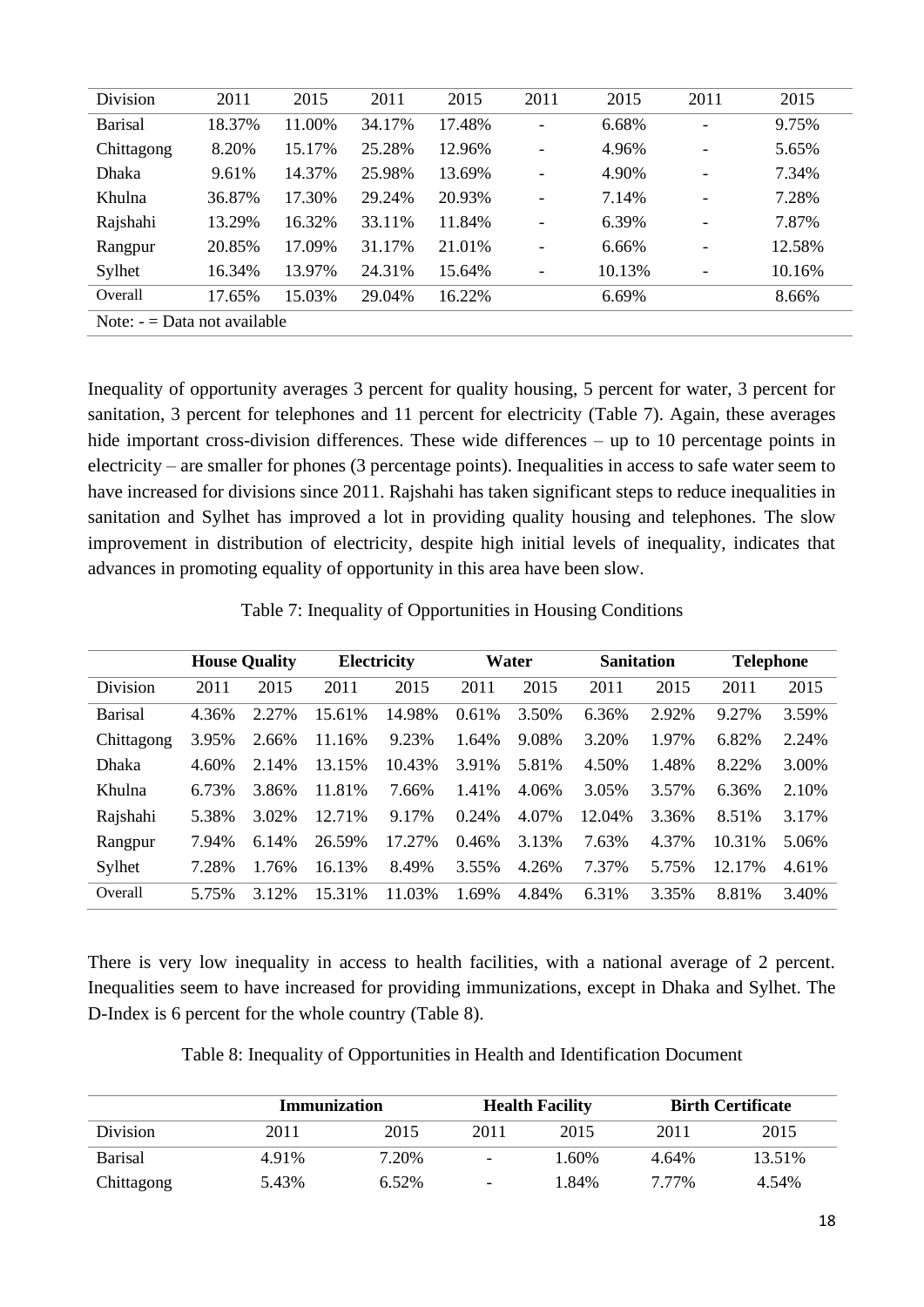| Division | 2011 | 2015 | 2011 | 2015 | 2011 | 2015 | 2011 | 2015 |
|---|---|---|---|---|---|---|---|---|
| Barisal | 18.37% | 11.00% | 34.17% | 17.48% | - | 6.68% | - | 9.75% |
| Chittagong | 8.20% | 15.17% | 25.28% | 12.96% | - | 4.96% | - | 5.65% |
| Dhaka | 9.61% | 14.37% | 25.98% | 13.69% | - | 4.90% | - | 7.34% |
| Khulna | 36.87% | 17.30% | 29.24% | 20.93% | - | 7.14% | - | 7.28% |
| Rajshahi | 13.29% | 16.32% | 33.11% | 11.84% | - | 6.39% | - | 7.87% |
| Rangpur | 20.85% | 17.09% | 31.17% | 21.01% | - | 6.66% | - | 12.58% |
| Sylhet | 16.34% | 13.97% | 24.31% | 15.64% | - | 10.13% | - | 10.16% |
| Overall | 17.65% | 15.03% | 29.04% | 16.22% | | 6.69% | | 8.66% |

Note: - = Data not available

Inequality of opportunity averages 3 percent for quality housing, 5 percent for water, 3 percent for sanitation, 3 percent for telephones and 11 percent for electricity (Table 7). Again, these averages hide important cross-division differences. These wide differences – up to 10 percentage points in electricity – are smaller for phones (3 percentage points). Inequalities in access to safe water seem to have increased for divisions since 2011. Rajshahi has taken significant steps to reduce inequalities in sanitation and Sylhet has improved a lot in providing quality housing and telephones. The slow improvement in distribution of electricity, despite high initial levels of inequality, indicates that advances in promoting equality of opportunity in this area have been slow.

Table 7: Inequality of Opportunities in Housing Conditions

| | House Quality | | Electricity | | Water | | Sanitation | | Telephone | |
|---|---|---|---|---|---|---|---|---|---|---|
| Division | 2011 | 2015 | 2011 | 2015 | 2011 | 2015 | 2011 | 2015 | 2011 | 2015 |
| Barisal | 4.36% | 2.27% | 15.61% | 14.98% | 0.61% | 3.50% | 6.36% | 2.92% | 9.27% | 3.59% |
| Chittagong | 3.95% | 2.66% | 11.16% | 9.23% | 1.64% | 9.08% | 3.20% | 1.97% | 6.82% | 2.24% |
| Dhaka | 4.60% | 2.14% | 13.15% | 10.43% | 3.91% | 5.81% | 4.50% | 1.48% | 8.22% | 3.00% |
| Khulna | 6.73% | 3.86% | 11.81% | 7.66% | 1.41% | 4.06% | 3.05% | 3.57% | 6.36% | 2.10% |
| Rajshahi | 5.38% | 3.02% | 12.71% | 9.17% | 0.24% | 4.07% | 12.04% | 3.36% | 8.51% | 3.17% |
| Rangpur | 7.94% | 6.14% | 26.59% | 17.27% | 0.46% | 3.13% | 7.63% | 4.37% | 10.31% | 5.06% |
| Sylhet | 7.28% | 1.76% | 16.13% | 8.49% | 3.55% | 4.26% | 7.37% | 5.75% | 12.17% | 4.61% |
| Overall | 5.75% | 3.12% | 15.31% | 11.03% | 1.69% | 4.84% | 6.31% | 3.35% | 8.81% | 3.40% |

There is very low inequality in access to health facilities, with a national average of 2 percent. Inequalities seem to have increased for providing immunizations, except in Dhaka and Sylhet. The D-Index is 6 percent for the whole country (Table 8).

Table 8: Inequality of Opportunities in Health and Identification Document

| | Immunization | | Health Facility | | Birth Certificate | |
|---|---|---|---|---|---|---|
| Division | 2011 | 2015 | 2011 | 2015 | 2011 | 2015 |
| Barisal | 4.91% | 7.20% | - | 1.60% | 4.64% | 13.51% |
| Chittagong | 5.43% | 6.52% | - | 1.84% | 7.77% | 4.54% |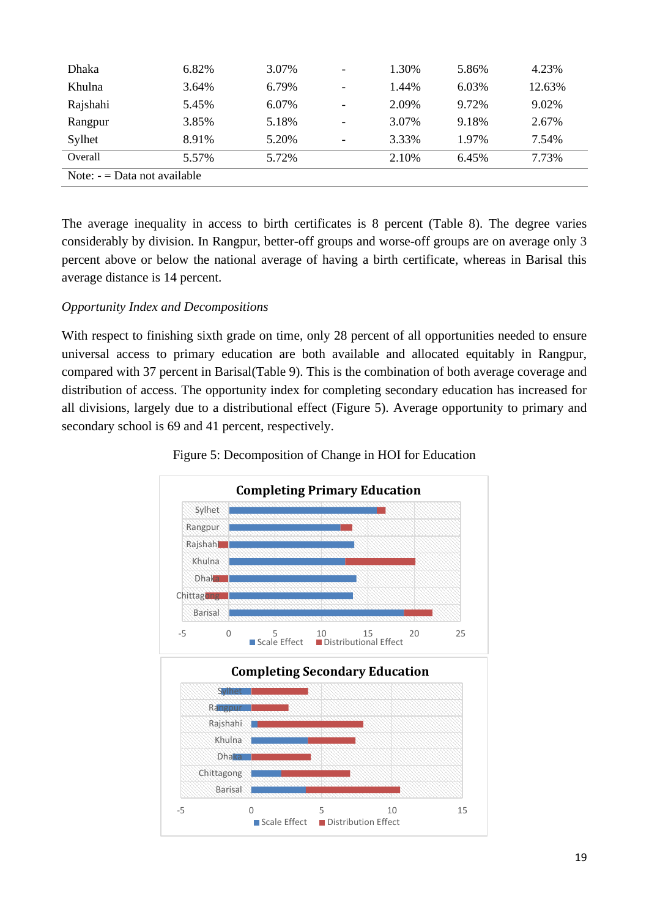| | | | | | | |
|---|---|---|---|---|---|---|
| Dhaka | 6.82% | 3.07% | - | 1.30% | 5.86% | 4.23% |
| Khulna | 3.64% | 6.79% | - | 1.44% | 6.03% | 12.63% |
| Rajshahi | 5.45% | 6.07% | - | 2.09% | 9.72% | 9.02% |
| Rangpur | 3.85% | 5.18% | - | 3.07% | 9.18% | 2.67% |
| Sylhet | 8.91% | 5.20% | - | 3.33% | 1.97% | 7.54% |
| Overall | 5.57% | 5.72% | | 2.10% | 6.45% | 7.73% |

Note: - = Data not available

The average inequality in access to birth certificates is 8 percent (Table 8). The degree varies considerably by division. In Rangpur, better-off groups and worse-off groups are on average only 3 percent above or below the national average of having a birth certificate, whereas in Barisal this average distance is 14 percent.

*Opportunity Index and Decompositions*

With respect to finishing sixth grade on time, only 28 percent of all opportunities needed to ensure universal access to primary education are both available and allocated equitably in Rangpur, compared with 37 percent in Barisal(Table 9). This is the combination of both average coverage and distribution of access. The opportunity index for completing secondary education has increased for all divisions, largely due to a distributional effect (Figure 5). Average opportunity to primary and secondary school is 69 and 41 percent, respectively.

Figure 5: Decomposition of Change in HOI for Education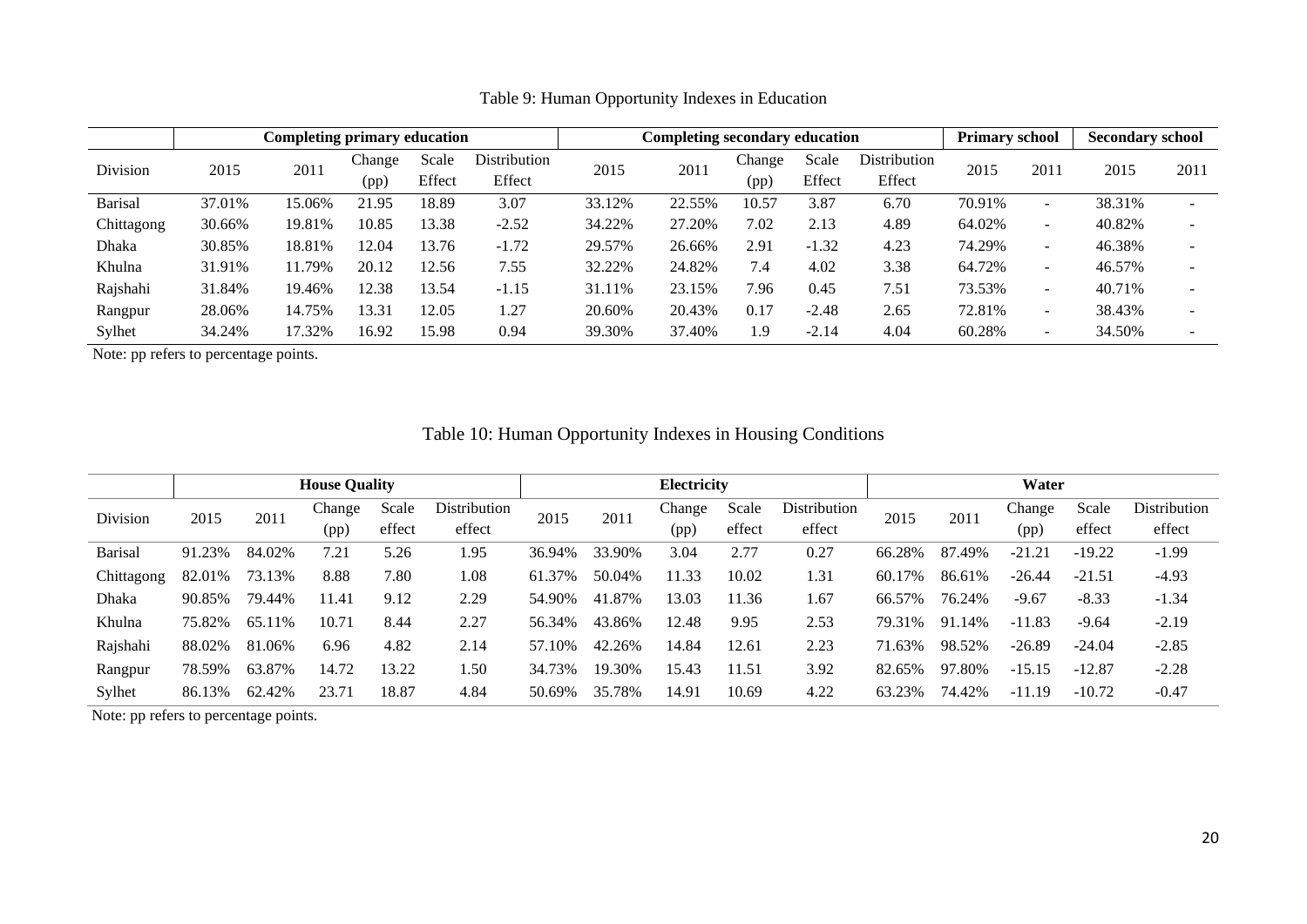Table 9: Human Opportunity Indexes in Education

| | Completing primary education | | | | | Completing secondary education | | | | | Primary school | | Secondary school | |
|---|---|---|---|---|---|---|---|---|---|---|---|---|---|---|
| Division | 2015 | 2011 | Change (pp) | Scale Effect | Distribution Effect | 2015 | 2011 | Change (pp) | Scale Effect | Distribution Effect | 2015 | 2011 | 2015 | 2011 |
| Barisal | 37.01% | 15.06% | 21.95 | 18.89 | 3.07 | 33.12% | 22.55% | 10.57 | 3.87 | 6.70 | 70.91% | - | 38.31% | - |
| Chittagong | 30.66% | 19.81% | 10.85 | 13.38 | -2.52 | 34.22% | 27.20% | 7.02 | 2.13 | 4.89 | 64.02% | - | 40.82% | - |
| Dhaka | 30.85% | 18.81% | 12.04 | 13.76 | -1.72 | 29.57% | 26.66% | 2.91 | -1.32 | 4.23 | 74.29% | - | 46.38% | - |
| Khulna | 31.91% | 11.79% | 20.12 | 12.56 | 7.55 | 32.22% | 24.82% | 7.4 | 4.02 | 3.38 | 64.72% | - | 46.57% | - |
| Rajshahi | 31.84% | 19.46% | 12.38 | 13.54 | -1.15 | 31.11% | 23.15% | 7.96 | 0.45 | 7.51 | 73.53% | - | 40.71% | - |
| Rangpur | 28.06% | 14.75% | 13.31 | 12.05 | 1.27 | 20.60% | 20.43% | 0.17 | -2.48 | 2.65 | 72.81% | - | 38.43% | - |
| Sylhet | 34.24% | 17.32% | 16.92 | 15.98 | 0.94 | 39.30% | 37.40% | 1.9 | -2.14 | 4.04 | 60.28% | - | 34.50% | - |

Note: pp refers to percentage points.

Table 10: Human Opportunity Indexes in Housing Conditions

| | House Quality | | | | | Electricity | | | | | Water | | | | |
|---|---|---|---|---|---|---|---|---|---|---|---|---|---|---|---|
| Division | 2015 | 2011 | Change (pp) | Scale effect | Distribution effect | 2015 | 2011 | Change (pp) | Scale effect | Distribution effect | 2015 | 2011 | Change (pp) | Scale effect | Distribution effect |
| Barisal | 91.23% | 84.02% | 7.21 | 5.26 | 1.95 | 36.94% | 33.90% | 3.04 | 2.77 | 0.27 | 66.28% | 87.49% | -21.21 | -19.22 | -1.99 |
| Chittagong | 82.01% | 73.13% | 8.88 | 7.80 | 1.08 | 61.37% | 50.04% | 11.33 | 10.02 | 1.31 | 60.17% | 86.61% | -26.44 | -21.51 | -4.93 |
| Dhaka | 90.85% | 79.44% | 11.41 | 9.12 | 2.29 | 54.90% | 41.87% | 13.03 | 11.36 | 1.67 | 66.57% | 76.24% | -9.67 | -8.33 | -1.34 |
| Khulna | 75.82% | 65.11% | 10.71 | 8.44 | 2.27 | 56.34% | 43.86% | 12.48 | 9.95 | 2.53 | 79.31% | 91.14% | -11.83 | -9.64 | -2.19 |
| Rajshahi | 88.02% | 81.06% | 6.96 | 4.82 | 2.14 | 57.10% | 42.26% | 14.84 | 12.61 | 2.23 | 71.63% | 98.52% | -26.89 | -24.04 | -2.85 |
| Rangpur | 78.59% | 63.87% | 14.72 | 13.22 | 1.50 | 34.73% | 19.30% | 15.43 | 11.51 | 3.92 | 82.65% | 97.80% | -15.15 | -12.87 | -2.28 |
| Sylhet | 86.13% | 62.42% | 23.71 | 18.87 | 4.84 | 50.69% | 35.78% | 14.91 | 10.69 | 4.22 | 63.23% | 74.42% | -11.19 | -10.72 | -0.47 |

Note: pp refers to percentage points.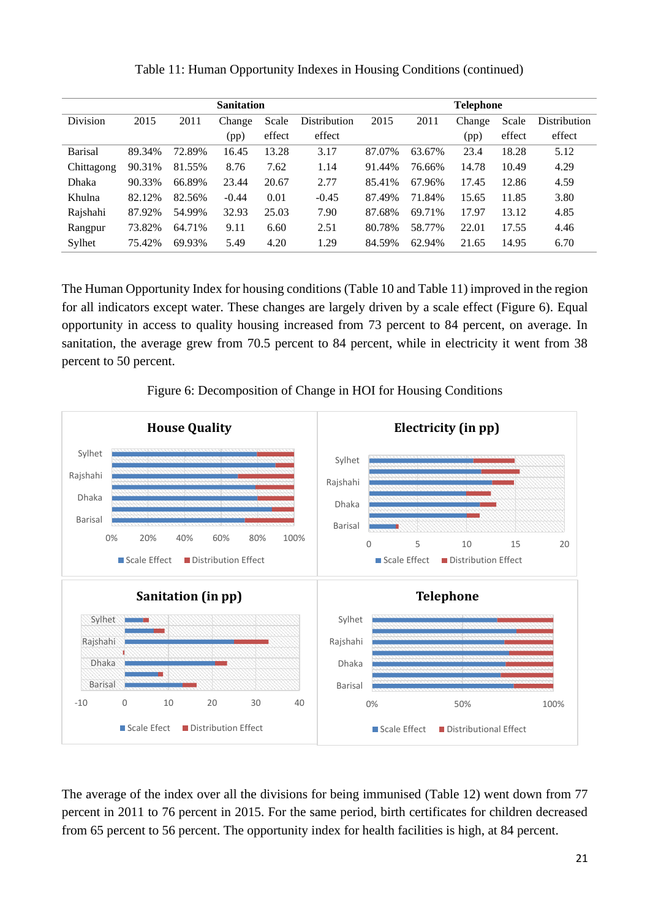Table 11: Human Opportunity Indexes in Housing Conditions (continued)

| | Sanitation | | | | | Telephone | | | | |
|---|---|---|---|---|---|---|---|---|---|---|
| Division | 2015 | 2011 | Change (pp) | Scale effect | Distribution effect | 2015 | 2011 | Change (pp) | Scale effect | Distribution effect |
| Barisal | 89.34% | 72.89% | 16.45 | 13.28 | 3.17 | 87.07% | 63.67% | 23.4 | 18.28 | 5.12 |
| Chittagong | 90.31% | 81.55% | 8.76 | 7.62 | 1.14 | 91.44% | 76.66% | 14.78 | 10.49 | 4.29 |
| Dhaka | 90.33% | 66.89% | 23.44 | 20.67 | 2.77 | 85.41% | 67.96% | 17.45 | 12.86 | 4.59 |
| Khulna | 82.12% | 82.56% | -0.44 | 0.01 | -0.45 | 87.49% | 71.84% | 15.65 | 11.85 | 3.80 |
| Rajshahi | 87.92% | 54.99% | 32.93 | 25.03 | 7.90 | 87.68% | 69.71% | 17.97 | 13.12 | 4.85 |
| Rangpur | 73.82% | 64.71% | 9.11 | 6.60 | 2.51 | 80.78% | 58.77% | 22.01 | 17.55 | 4.46 |
| Sylhet | 75.42% | 69.93% | 5.49 | 4.20 | 1.29 | 84.59% | 62.94% | 21.65 | 14.95 | 6.70 |

The Human Opportunity Index for housing conditions (Table 10 and Table 11) improved in the region for all indicators except water. These changes are largely driven by a scale effect (Figure 6). Equal opportunity in access to quality housing increased from 73 percent to 84 percent, on average. In sanitation, the average grew from 70.5 percent to 84 percent, while in electricity it went from 38 percent to 50 percent.

Figure 6: Decomposition of Change in HOI for Housing Conditions

The average of the index over all the divisions for being immunised (Table 12) went down from 77 percent in 2011 to 76 percent in 2015. For the same period, birth certificates for children decreased from 65 percent to 56 percent. The opportunity index for health facilities is high, at 84 percent.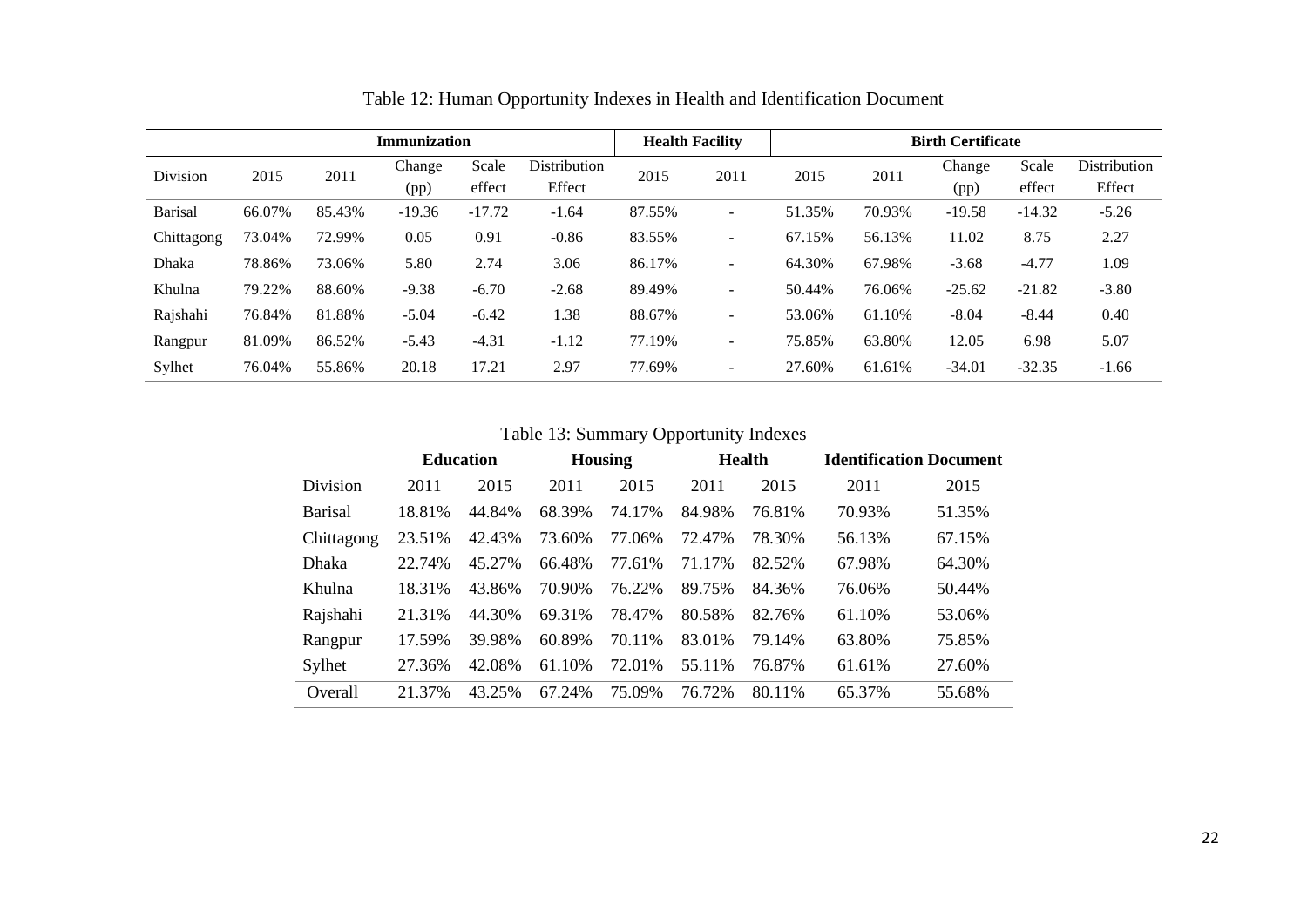Table 12: Human Opportunity Indexes in Health and Identification Document

| | Immunization | | | | | Health Facility | | Birth Certificate | | | | |
|---|---|---|---|---|---|---|---|---|---|---|---|---|
| Division | 2015 | 2011 | Change (pp) | Scale effect | Distribution Effect | 2015 | 2011 | 2015 | 2011 | Change (pp) | Scale effect | Distribution Effect |
| Barisal | 66.07% | 85.43% | -19.36 | -17.72 | -1.64 | 87.55% | - | 51.35% | 70.93% | -19.58 | -14.32 | -5.26 |
| Chittagong | 73.04% | 72.99% | 0.05 | 0.91 | -0.86 | 83.55% | - | 67.15% | 56.13% | 11.02 | 8.75 | 2.27 |
| Dhaka | 78.86% | 73.06% | 5.80 | 2.74 | 3.06 | 86.17% | - | 64.30% | 67.98% | -3.68 | -4.77 | 1.09 |
| Khulna | 79.22% | 88.60% | -9.38 | -6.70 | -2.68 | 89.49% | - | 50.44% | 76.06% | -25.62 | -21.82 | -3.80 |
| Rajshahi | 76.84% | 81.88% | -5.04 | -6.42 | 1.38 | 88.67% | - | 53.06% | 61.10% | -8.04 | -8.44 | 0.40 |
| Rangpur | 81.09% | 86.52% | -5.43 | -4.31 | -1.12 | 77.19% | - | 75.85% | 63.80% | 12.05 | 6.98 | 5.07 |
| Sylhet | 76.04% | 55.86% | 20.18 | 17.21 | 2.97 | 77.69% | - | 27.60% | 61.61% | -34.01 | -32.35 | -1.66 |

Table 13: Summary Opportunity Indexes

| | Education | | Housing | | Health | | Identification Document | |
|---|---|---|---|---|---|---|---|---|
| Division | 2011 | 2015 | 2011 | 2015 | 2011 | 2015 | 2011 | 2015 |
| Barisal | 18.81% | 44.84% | 68.39% | 74.17% | 84.98% | 76.81% | 70.93% | 51.35% |
| Chittagong | 23.51% | 42.43% | 73.60% | 77.06% | 72.47% | 78.30% | 56.13% | 67.15% |
| Dhaka | 22.74% | 45.27% | 66.48% | 77.61% | 71.17% | 82.52% | 67.98% | 64.30% |
| Khulna | 18.31% | 43.86% | 70.90% | 76.22% | 89.75% | 84.36% | 76.06% | 50.44% |
| Rajshahi | 21.31% | 44.30% | 69.31% | 78.47% | 80.58% | 82.76% | 61.10% | 53.06% |
| Rangpur | 17.59% | 39.98% | 60.89% | 70.11% | 83.01% | 79.14% | 63.80% | 75.85% |
| Sylhet | 27.36% | 42.08% | 61.10% | 72.01% | 55.11% | 76.87% | 61.61% | 27.60% |
| Overall | 21.37% | 43.25% | 67.24% | 75.09% | 76.72% | 80.11% | 65.37% | 55.68% |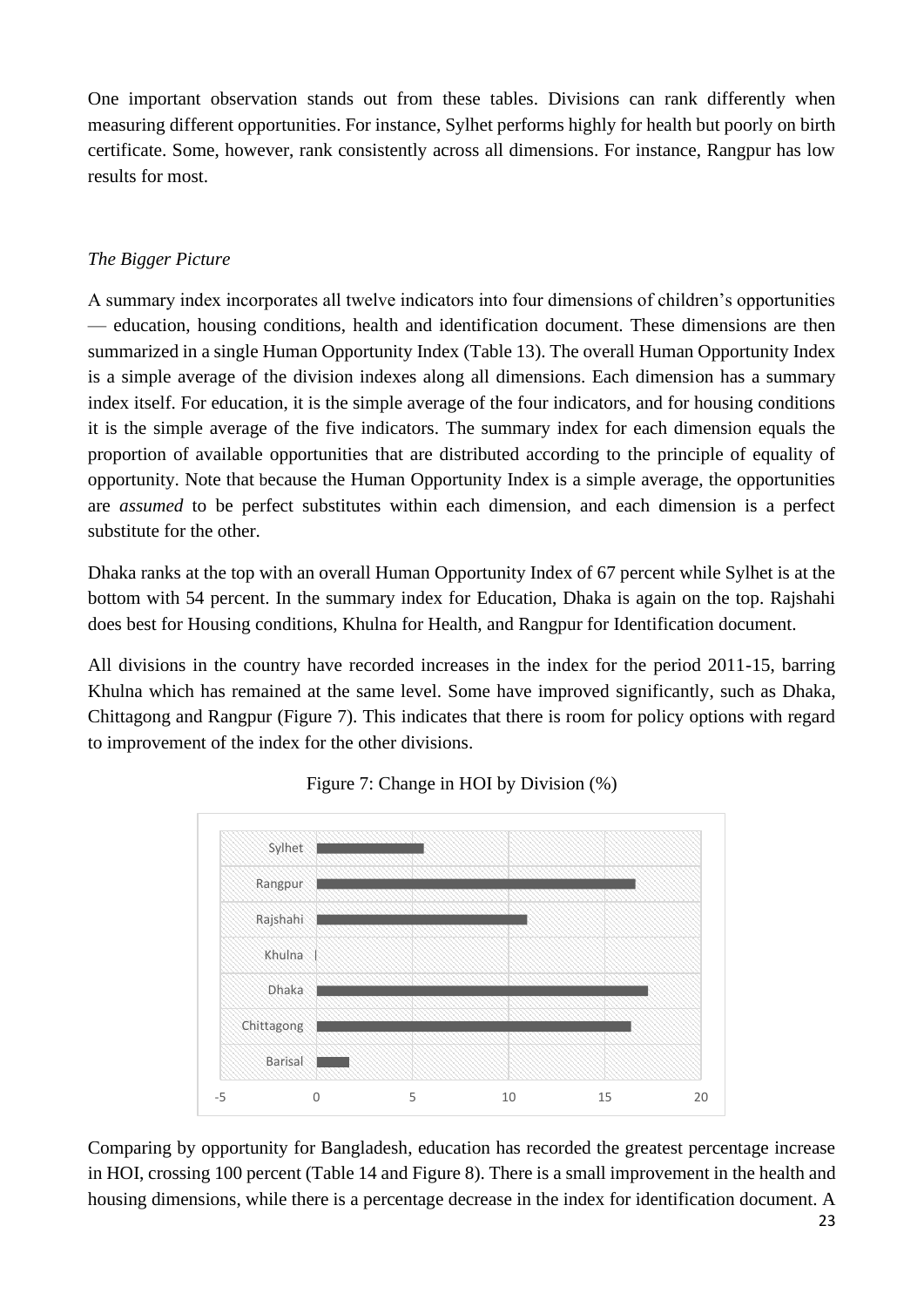One important observation stands out from these tables. Divisions can rank differently when measuring different opportunities. For instance, Sylhet performs highly for health but poorly on birth certificate. Some, however, rank consistently across all dimensions. For instance, Rangpur has low results for most.

### *The Bigger Picture*

A summary index incorporates all twelve indicators into four dimensions of children's opportunities — education, housing conditions, health and identification document. These dimensions are then summarized in a single Human Opportunity Index (Table 13). The overall Human Opportunity Index is a simple average of the division indexes along all dimensions. Each dimension has a summary index itself. For education, it is the simple average of the four indicators, and for housing conditions it is the simple average of the five indicators. The summary index for each dimension equals the proportion of available opportunities that are distributed according to the principle of equality of opportunity. Note that because the Human Opportunity Index is a simple average, the opportunities are *assumed* to be perfect substitutes within each dimension, and each dimension is a perfect substitute for the other.

Dhaka ranks at the top with an overall Human Opportunity Index of 67 percent while Sylhet is at the bottom with 54 percent. In the summary index for Education, Dhaka is again on the top. Rajshahi does best for Housing conditions, Khulna for Health, and Rangpur for Identification document.

All divisions in the country have recorded increases in the index for the period 2011-15, barring Khulna which has remained at the same level. Some have improved significantly, such as Dhaka, Chittagong and Rangpur (Figure 7). This indicates that there is room for policy options with regard to improvement of the index for the other divisions.

Figure 7: Change in HOI by Division (%)

Comparing by opportunity for Bangladesh, education has recorded the greatest percentage increase in HOI, crossing 100 percent (Table 14 and Figure 8). There is a small improvement in the health and housing dimensions, while there is a percentage decrease in the index for identification document. A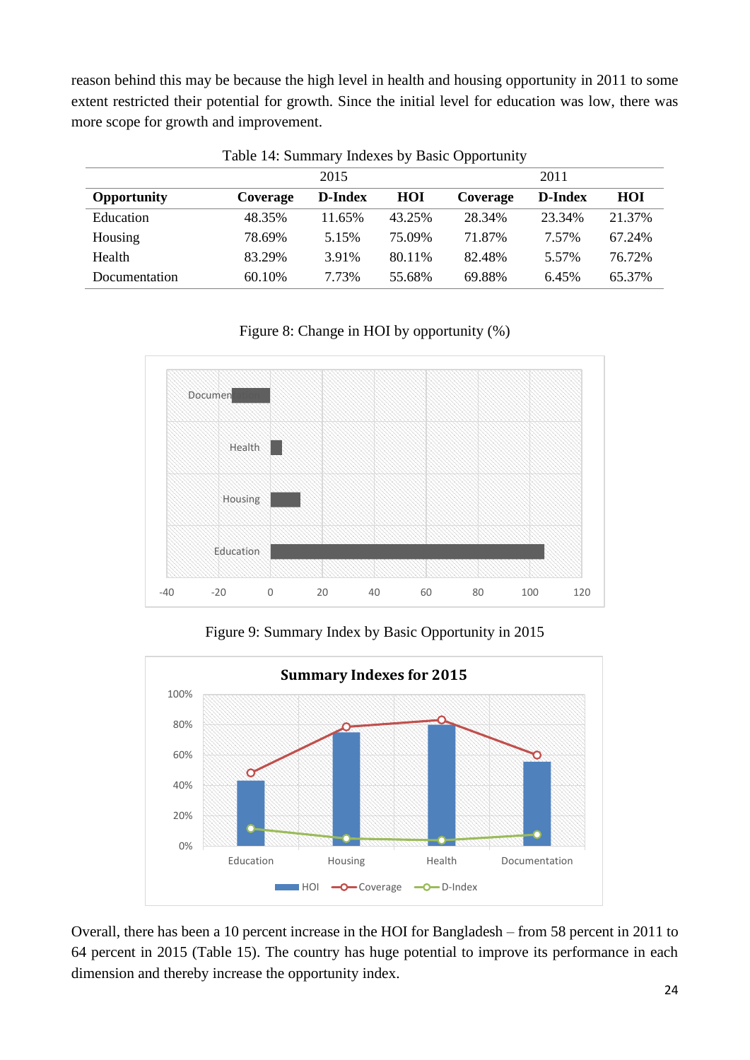reason behind this may be because the high level in health and housing opportunity in 2011 to some extent restricted their potential for growth. Since the initial level for education was low, there was more scope for growth and improvement.

Table 14: Summary Indexes by Basic Opportunity

| | 2015 | | | 2011 | | |
|---|---|---|---|---|---|---|
| **Opportunity** | **Coverage** | **D-Index** | **HOI** | **Coverage** | **D-Index** | **HOI** |
| Education | 48.35% | 11.65% | 43.25% | 28.34% | 23.34% | 21.37% |
| Housing | 78.69% | 5.15% | 75.09% | 71.87% | 7.57% | 67.24% |
| Health | 83.29% | 3.91% | 80.11% | 82.48% | 5.57% | 76.72% |
| Documentation | 60.10% | 7.73% | 55.68% | 69.88% | 6.45% | 65.37% |

Figure 8: Change in HOI by opportunity (%)

Figure 9: Summary Index by Basic Opportunity in 2015

Overall, there has been a 10 percent increase in the HOI for Bangladesh – from 58 percent in 2011 to 64 percent in 2015 (Table 15). The country has huge potential to improve its performance in each dimension and thereby increase the opportunity index.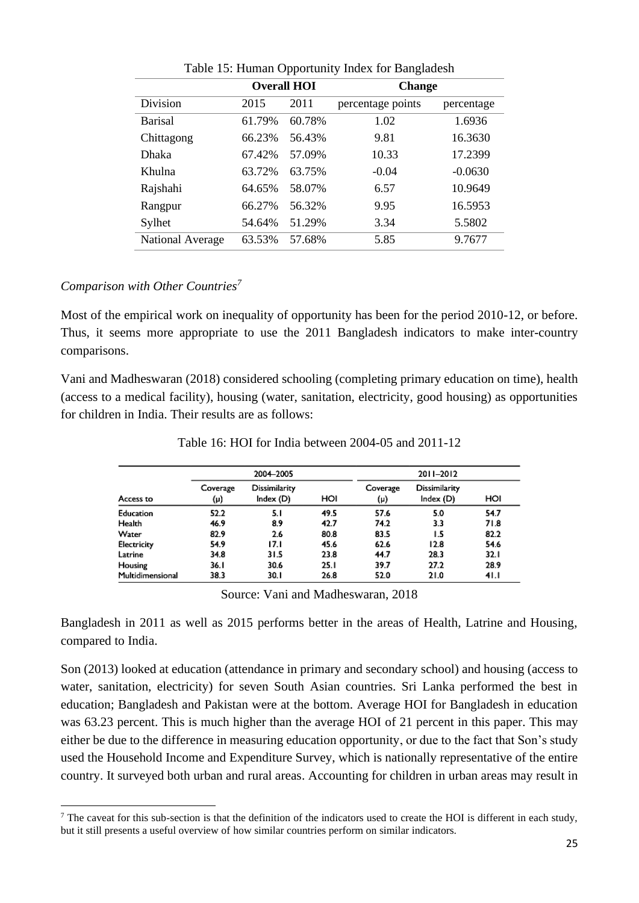Table 15: Human Opportunity Index for Bangladesh

| | Overall HOI | | Change | |
|---|---|---|---|---|
| Division | 2015 | 2011 | percentage points | percentage |
| Barisal | 61.79% | 60.78% | 1.02 | 1.6936 |
| Chittagong | 66.23% | 56.43% | 9.81 | 16.3630 |
| Dhaka | 67.42% | 57.09% | 10.33 | 17.2399 |
| Khulna | 63.72% | 63.75% | -0.04 | -0.0630 |
| Rajshahi | 64.65% | 58.07% | 6.57 | 10.9649 |
| Rangpur | 66.27% | 56.32% | 9.95 | 16.5953 |
| Sylhet | 54.64% | 51.29% | 3.34 | 5.5802 |
| National Average | 63.53% | 57.68% | 5.85 | 9.7677 |

*Comparison with Other Countries*[7]

Most of the empirical work on inequality of opportunity has been for the period 2010-12, or before. Thus, it seems more appropriate to use the 2011 Bangladesh indicators to make inter-country comparisons.

Vani and Madheswaran (2018) considered schooling (completing primary education on time), health (access to a medical facility), housing (water, sanitation, electricity, good housing) as opportunities for children in India. Their results are as follows:

Table 16: HOI for India between 2004-05 and 2011-12

| | 2004–2005 | | | 2011–2012 | | |
|---|---|---|---|---|---|---|
| Access to | Coverage (μ) | Dissimilarity Index (D) | HOI | Coverage (μ) | Dissimilarity Index (D) | HOI |
| Education | 52.2 | 5.1 | 49.5 | 57.6 | 5.0 | 54.7 |
| Health | 46.9 | 8.9 | 42.7 | 74.2 | 3.3 | 71.8 |
| Water | 82.9 | 2.6 | 80.8 | 83.5 | 1.5 | 82.2 |
| Electricity | 54.9 | 17.1 | 45.6 | 62.6 | 12.8 | 54.6 |
| Latrine | 34.8 | 31.5 | 23.8 | 44.7 | 28.3 | 32.1 |
| Housing | 36.1 | 30.6 | 25.1 | 39.7 | 27.2 | 28.9 |
| Multidimensional | 38.3 | 30.1 | 26.8 | 52.0 | 21.0 | 41.1 |

Source: Vani and Madheswaran, 2018

Bangladesh in 2011 as well as 2015 performs better in the areas of Health, Latrine and Housing, compared to India.

Son (2013) looked at education (attendance in primary and secondary school) and housing (access to water, sanitation, electricity) for seven South Asian countries. Sri Lanka performed the best in education; Bangladesh and Pakistan were at the bottom. Average HOI for Bangladesh in education was 63.23 percent. This is much higher than the average HOI of 21 percent in this paper. This may either be due to the difference in measuring education opportunity, or due to the fact that Son's study used the Household Income and Expenditure Survey, which is nationally representative of the entire country. It surveyed both urban and rural areas. Accounting for children in urban areas may result in

[7] The caveat for this sub-section is that the definition of the indicators used to create the HOI is different in each study, but it still presents a useful overview of how similar countries perform on similar indicators.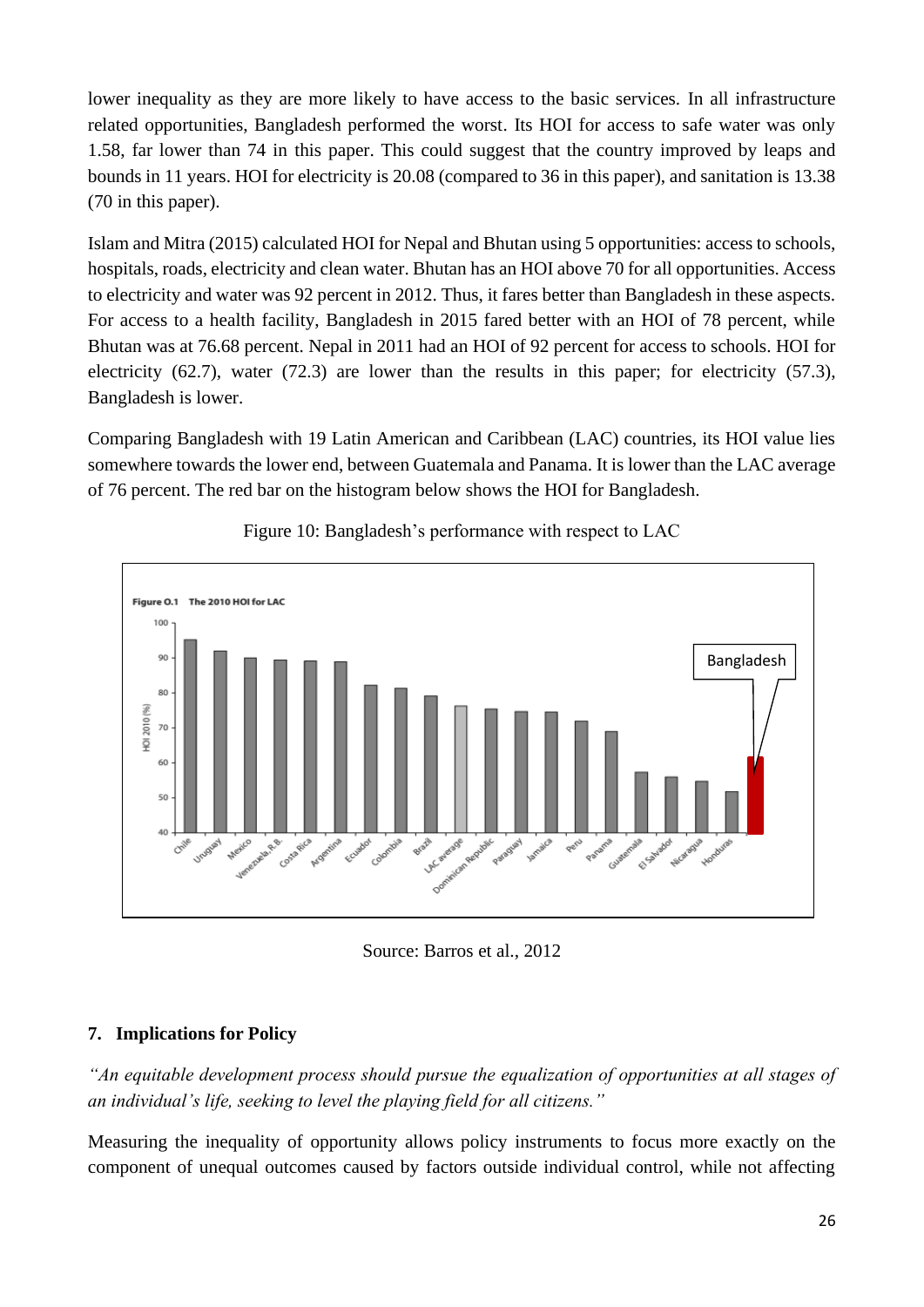lower inequality as they are more likely to have access to the basic services. In all infrastructure related opportunities, Bangladesh performed the worst. Its HOI for access to safe water was only 1.58, far lower than 74 in this paper. This could suggest that the country improved by leaps and bounds in 11 years. HOI for electricity is 20.08 (compared to 36 in this paper), and sanitation is 13.38 (70 in this paper).

Islam and Mitra (2015) calculated HOI for Nepal and Bhutan using 5 opportunities: access to schools, hospitals, roads, electricity and clean water. Bhutan has an HOI above 70 for all opportunities. Access to electricity and water was 92 percent in 2012. Thus, it fares better than Bangladesh in these aspects. For access to a health facility, Bangladesh in 2015 fared better with an HOI of 78 percent, while Bhutan was at 76.68 percent. Nepal in 2011 had an HOI of 92 percent for access to schools. HOI for electricity (62.7), water (72.3) are lower than the results in this paper; for electricity (57.3), Bangladesh is lower.

Comparing Bangladesh with 19 Latin American and Caribbean (LAC) countries, its HOI value lies somewhere towards the lower end, between Guatemala and Panama. It is lower than the LAC average of 76 percent. The red bar on the histogram below shows the HOI for Bangladesh.

Figure 10: Bangladesh's performance with respect to LAC

Source: Barros et al., 2012

## 7. Implications for Policy

*"An equitable development process should pursue the equalization of opportunities at all stages of an individual's life, seeking to level the playing field for all citizens."*

Measuring the inequality of opportunity allows policy instruments to focus more exactly on the component of unequal outcomes caused by factors outside individual control, while not affecting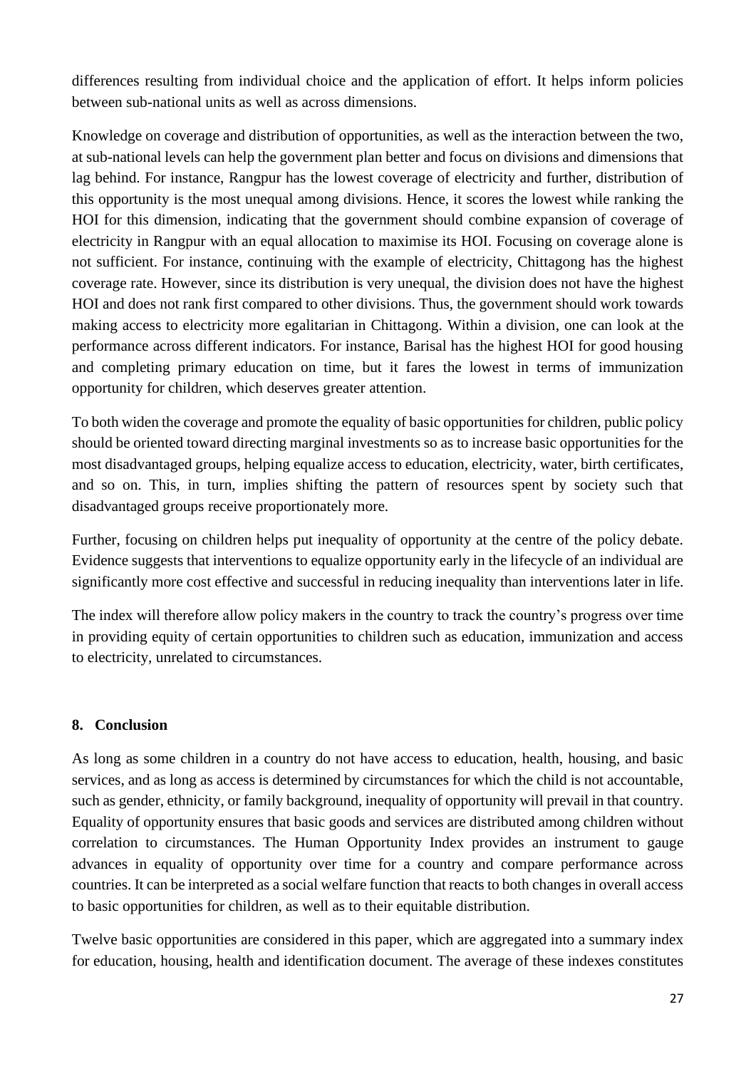differences resulting from individual choice and the application of effort. It helps inform policies between sub-national units as well as across dimensions.

Knowledge on coverage and distribution of opportunities, as well as the interaction between the two, at sub-national levels can help the government plan better and focus on divisions and dimensions that lag behind. For instance, Rangpur has the lowest coverage of electricity and further, distribution of this opportunity is the most unequal among divisions. Hence, it scores the lowest while ranking the HOI for this dimension, indicating that the government should combine expansion of coverage of electricity in Rangpur with an equal allocation to maximise its HOI. Focusing on coverage alone is not sufficient. For instance, continuing with the example of electricity, Chittagong has the highest coverage rate. However, since its distribution is very unequal, the division does not have the highest HOI and does not rank first compared to other divisions. Thus, the government should work towards making access to electricity more egalitarian in Chittagong. Within a division, one can look at the performance across different indicators. For instance, Barisal has the highest HOI for good housing and completing primary education on time, but it fares the lowest in terms of immunization opportunity for children, which deserves greater attention.

To both widen the coverage and promote the equality of basic opportunities for children, public policy should be oriented toward directing marginal investments so as to increase basic opportunities for the most disadvantaged groups, helping equalize access to education, electricity, water, birth certificates, and so on. This, in turn, implies shifting the pattern of resources spent by society such that disadvantaged groups receive proportionately more.

Further, focusing on children helps put inequality of opportunity at the centre of the policy debate. Evidence suggests that interventions to equalize opportunity early in the lifecycle of an individual are significantly more cost effective and successful in reducing inequality than interventions later in life.

The index will therefore allow policy makers in the country to track the country's progress over time in providing equity of certain opportunities to children such as education, immunization and access to electricity, unrelated to circumstances.

## 8. Conclusion

As long as some children in a country do not have access to education, health, housing, and basic services, and as long as access is determined by circumstances for which the child is not accountable, such as gender, ethnicity, or family background, inequality of opportunity will prevail in that country. Equality of opportunity ensures that basic goods and services are distributed among children without correlation to circumstances. The Human Opportunity Index provides an instrument to gauge advances in equality of opportunity over time for a country and compare performance across countries. It can be interpreted as a social welfare function that reacts to both changes in overall access to basic opportunities for children, as well as to their equitable distribution.

Twelve basic opportunities are considered in this paper, which are aggregated into a summary index for education, housing, health and identification document. The average of these indexes constitutes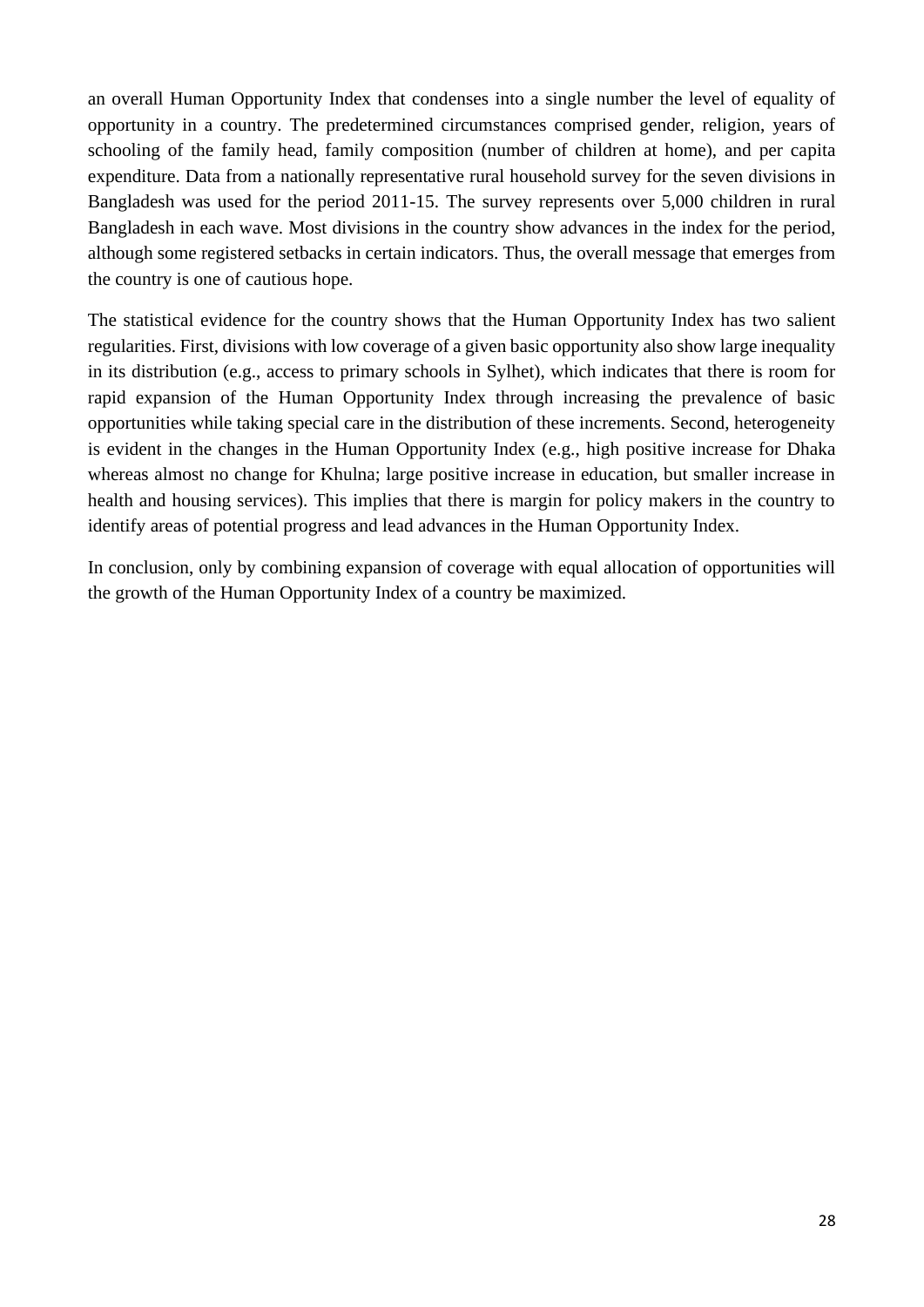an overall Human Opportunity Index that condenses into a single number the level of equality of opportunity in a country. The predetermined circumstances comprised gender, religion, years of schooling of the family head, family composition (number of children at home), and per capita expenditure. Data from a nationally representative rural household survey for the seven divisions in Bangladesh was used for the period 2011-15. The survey represents over 5,000 children in rural Bangladesh in each wave. Most divisions in the country show advances in the index for the period, although some registered setbacks in certain indicators. Thus, the overall message that emerges from the country is one of cautious hope.

The statistical evidence for the country shows that the Human Opportunity Index has two salient regularities. First, divisions with low coverage of a given basic opportunity also show large inequality in its distribution (e.g., access to primary schools in Sylhet), which indicates that there is room for rapid expansion of the Human Opportunity Index through increasing the prevalence of basic opportunities while taking special care in the distribution of these increments. Second, heterogeneity is evident in the changes in the Human Opportunity Index (e.g., high positive increase for Dhaka whereas almost no change for Khulna; large positive increase in education, but smaller increase in health and housing services). This implies that there is margin for policy makers in the country to identify areas of potential progress and lead advances in the Human Opportunity Index.

In conclusion, only by combining expansion of coverage with equal allocation of opportunities will the growth of the Human Opportunity Index of a country be maximized.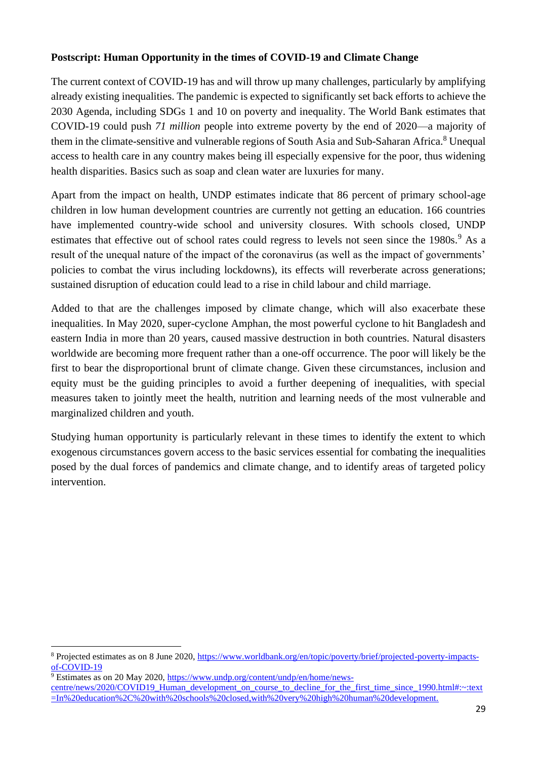**Postscript: Human Opportunity in the times of COVID-19 and Climate Change**

The current context of COVID-19 has and will throw up many challenges, particularly by amplifying already existing inequalities. The pandemic is expected to significantly set back efforts to achieve the 2030 Agenda, including SDGs 1 and 10 on poverty and inequality. The World Bank estimates that COVID-19 could push *71 million* people into extreme poverty by the end of 2020—a majority of them in the climate-sensitive and vulnerable regions of South Asia and Sub-Saharan Africa.[8] Unequal access to health care in any country makes being ill especially expensive for the poor, thus widening health disparities. Basics such as soap and clean water are luxuries for many.

Apart from the impact on health, UNDP estimates indicate that 86 percent of primary school-age children in low human development countries are currently not getting an education. 166 countries have implemented country-wide school and university closures. With schools closed, UNDP estimates that effective out of school rates could regress to levels not seen since the 1980s.[9] As a result of the unequal nature of the impact of the coronavirus (as well as the impact of governments' policies to combat the virus including lockdowns), its effects will reverberate across generations; sustained disruption of education could lead to a rise in child labour and child marriage.

Added to that are the challenges imposed by climate change, which will also exacerbate these inequalities. In May 2020, super-cyclone Amphan, the most powerful cyclone to hit Bangladesh and eastern India in more than 20 years, caused massive destruction in both countries. Natural disasters worldwide are becoming more frequent rather than a one-off occurrence. The poor will likely be the first to bear the disproportional brunt of climate change. Given these circumstances, inclusion and equity must be the guiding principles to avoid a further deepening of inequalities, with special measures taken to jointly meet the health, nutrition and learning needs of the most vulnerable and marginalized children and youth.

Studying human opportunity is particularly relevant in these times to identify the extent to which exogenous circumstances govern access to the basic services essential for combating the inequalities posed by the dual forces of pandemics and climate change, and to identify areas of targeted policy intervention.

---

[8] Projected estimates as on 8 June 2020, https://www.worldbank.org/en/topic/poverty/brief/projected-poverty-impacts-of-COVID-19

[9] Estimates as on 20 May 2020, https://www.undp.org/content/undp/en/home/news-centre/news/2020/COVID19_Human_development_on_course_to_decline_for_the_first_time_since_1990.html#:~:text=In%20education%2C%20with%20schools%20closed,with%20very%20high%20human%20development.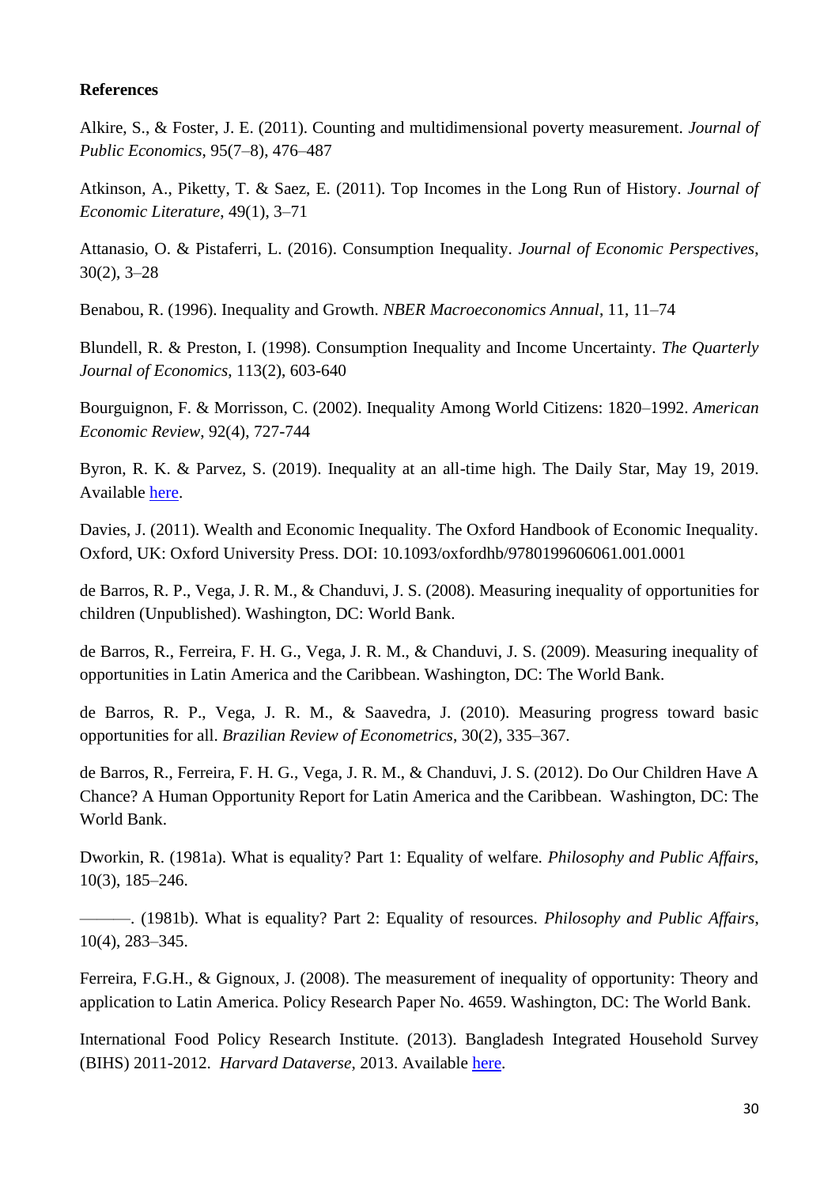**References**

Alkire, S., & Foster, J. E. (2011). Counting and multidimensional poverty measurement. *Journal of Public Economics*, 95(7–8), 476–487

Atkinson, A., Piketty, T. & Saez, E. (2011). Top Incomes in the Long Run of History. *Journal of Economic Literature*, 49(1), 3–71

Attanasio, O. & Pistaferri, L. (2016). Consumption Inequality. *Journal of Economic Perspectives*, 30(2), 3–28

Benabou, R. (1996). Inequality and Growth. *NBER Macroeconomics Annual*, 11, 11–74

Blundell, R. & Preston, I. (1998). Consumption Inequality and Income Uncertainty. *The Quarterly Journal of Economics*, 113(2), 603-640

Bourguignon, F. & Morrisson, C. (2002). Inequality Among World Citizens: 1820–1992. *American Economic Review*, 92(4), 727-744

Byron, R. K. & Parvez, S. (2019). Inequality at an all-time high. The Daily Star, May 19, 2019. Available here.

Davies, J. (2011). Wealth and Economic Inequality. The Oxford Handbook of Economic Inequality. Oxford, UK: Oxford University Press. DOI: 10.1093/oxfordhb/9780199606061.001.0001

de Barros, R. P., Vega, J. R. M., & Chanduvi, J. S. (2008). Measuring inequality of opportunities for children (Unpublished). Washington, DC: World Bank.

de Barros, R., Ferreira, F. H. G., Vega, J. R. M., & Chanduvi, J. S. (2009). Measuring inequality of opportunities in Latin America and the Caribbean. Washington, DC: The World Bank.

de Barros, R. P., Vega, J. R. M., & Saavedra, J. (2010). Measuring progress toward basic opportunities for all. *Brazilian Review of Econometrics*, 30(2), 335–367.

de Barros, R., Ferreira, F. H. G., Vega, J. R. M., & Chanduvi, J. S. (2012). Do Our Children Have A Chance? A Human Opportunity Report for Latin America and the Caribbean. Washington, DC: The World Bank.

Dworkin, R. (1981a). What is equality? Part 1: Equality of welfare. *Philosophy and Public Affairs*, 10(3), 185–246.

———. (1981b). What is equality? Part 2: Equality of resources. *Philosophy and Public Affairs*, 10(4), 283–345.

Ferreira, F.G.H., & Gignoux, J. (2008). The measurement of inequality of opportunity: Theory and application to Latin America. Policy Research Paper No. 4659. Washington, DC: The World Bank.

International Food Policy Research Institute. (2013). Bangladesh Integrated Household Survey (BIHS) 2011-2012. *Harvard Dataverse*, 2013. Available here.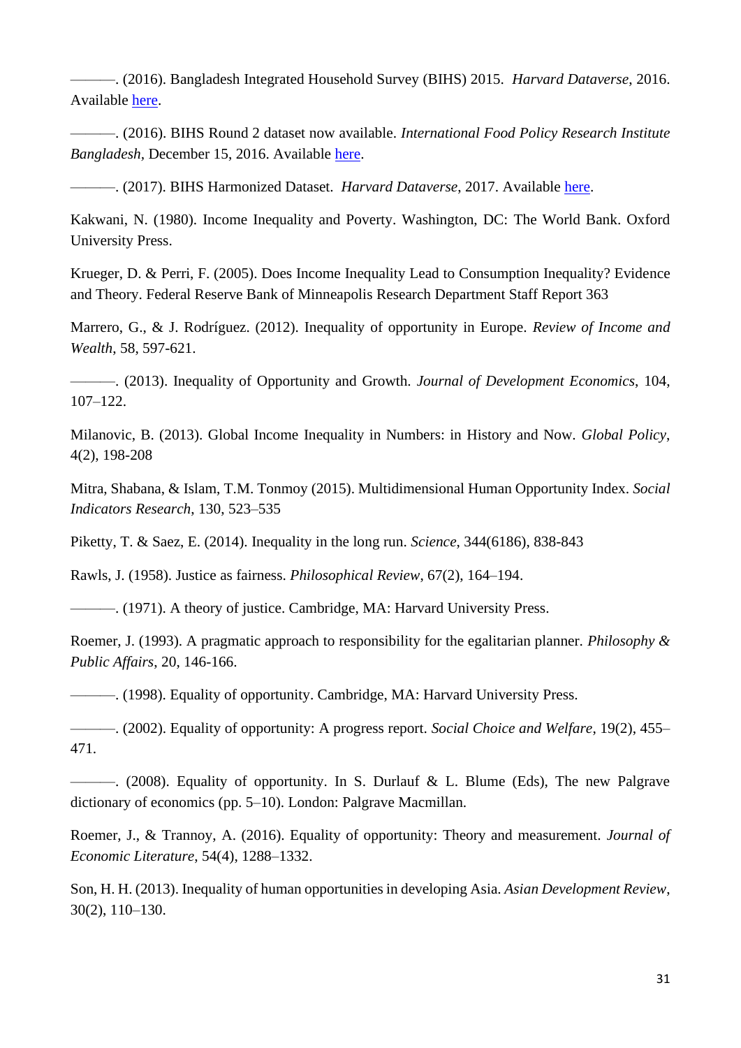———. (2016). Bangladesh Integrated Household Survey (BIHS) 2015. *Harvard Dataverse*, 2016. Available here.

———. (2016). BIHS Round 2 dataset now available. *International Food Policy Research Institute Bangladesh*, December 15, 2016. Available here.

———. (2017). BIHS Harmonized Dataset. *Harvard Dataverse*, 2017. Available here.

Kakwani, N. (1980). Income Inequality and Poverty. Washington, DC: The World Bank. Oxford University Press.

Krueger, D. & Perri, F. (2005). Does Income Inequality Lead to Consumption Inequality? Evidence and Theory. Federal Reserve Bank of Minneapolis Research Department Staff Report 363

Marrero, G., & J. Rodríguez. (2012). Inequality of opportunity in Europe. *Review of Income and Wealth*, 58, 597-621.

———. (2013). Inequality of Opportunity and Growth. *Journal of Development Economics*, 104, 107–122.

Milanovic, B. (2013). Global Income Inequality in Numbers: in History and Now. *Global Policy*, 4(2), 198-208

Mitra, Shabana, & Islam, T.M. Tonmoy (2015). Multidimensional Human Opportunity Index. *Social Indicators Research*, 130, 523–535

Piketty, T. & Saez, E. (2014). Inequality in the long run. *Science*, 344(6186), 838-843

Rawls, J. (1958). Justice as fairness. *Philosophical Review*, 67(2), 164–194.

———. (1971). A theory of justice. Cambridge, MA: Harvard University Press.

Roemer, J. (1993). A pragmatic approach to responsibility for the egalitarian planner. *Philosophy & Public Affairs*, 20, 146-166.

———. (1998). Equality of opportunity. Cambridge, MA: Harvard University Press.

———. (2002). Equality of opportunity: A progress report. *Social Choice and Welfare*, 19(2), 455–471.

———. (2008). Equality of opportunity. In S. Durlauf & L. Blume (Eds), The new Palgrave dictionary of economics (pp. 5–10). London: Palgrave Macmillan.

Roemer, J., & Trannoy, A. (2016). Equality of opportunity: Theory and measurement. *Journal of Economic Literature*, 54(4), 1288–1332.

Son, H. H. (2013). Inequality of human opportunities in developing Asia. *Asian Development Review*, 30(2), 110–130.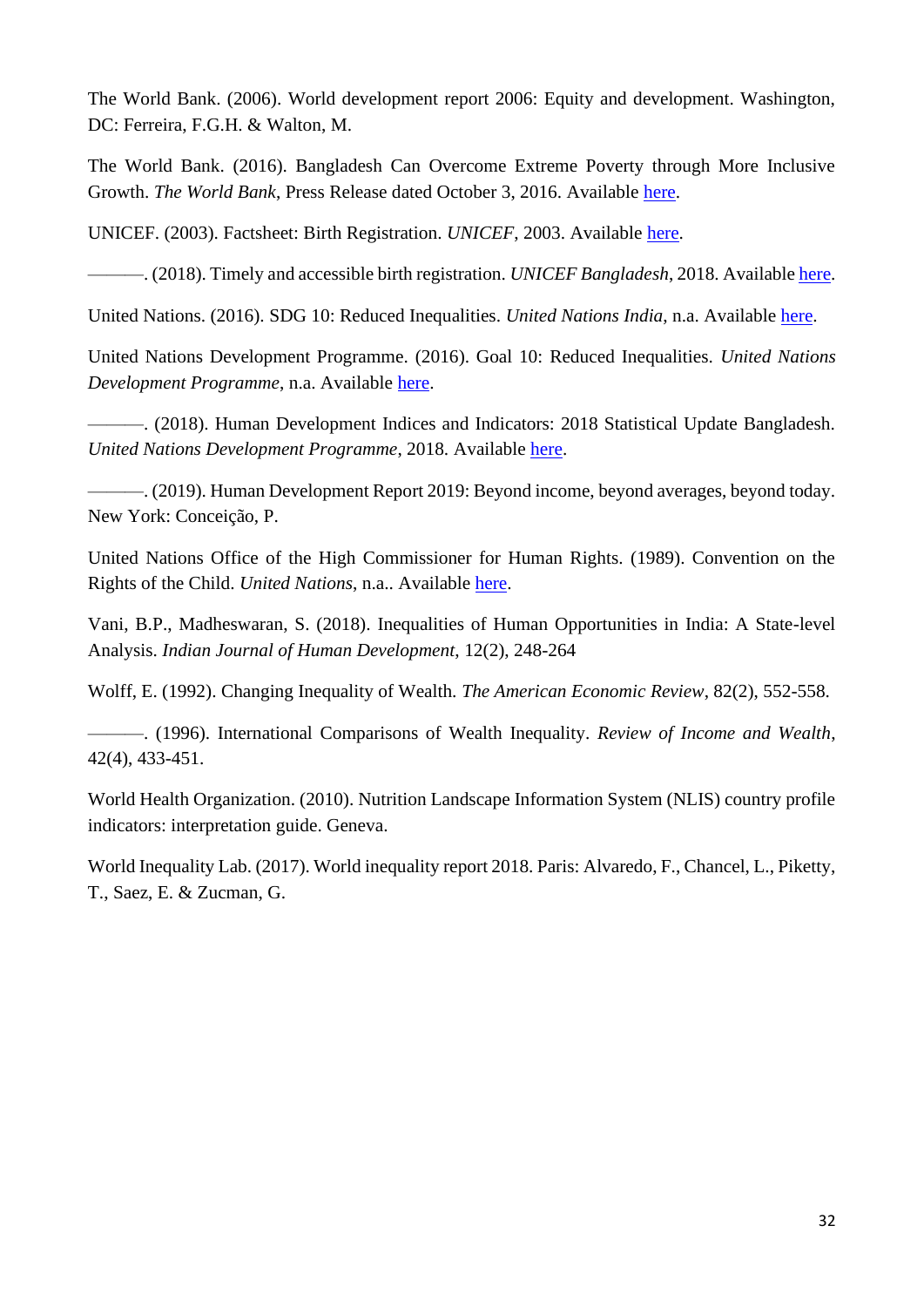The World Bank. (2006). World development report 2006: Equity and development. Washington, DC: Ferreira, F.G.H. & Walton, M.

The World Bank. (2016). Bangladesh Can Overcome Extreme Poverty through More Inclusive Growth. *The World Bank*, Press Release dated October 3, 2016. Available here.

UNICEF. (2003). Factsheet: Birth Registration. *UNICEF*, 2003. Available here.

———. (2018). Timely and accessible birth registration. *UNICEF Bangladesh*, 2018. Available here.

United Nations. (2016). SDG 10: Reduced Inequalities. *United Nations India*, n.a. Available here.

United Nations Development Programme. (2016). Goal 10: Reduced Inequalities. *United Nations Development Programme*, n.a. Available here.

———. (2018). Human Development Indices and Indicators: 2018 Statistical Update Bangladesh. *United Nations Development Programme*, 2018. Available here.

———. (2019). Human Development Report 2019: Beyond income, beyond averages, beyond today. New York: Conceição, P.

United Nations Office of the High Commissioner for Human Rights. (1989). Convention on the Rights of the Child. *United Nations*, n.a.. Available here.

Vani, B.P., Madheswaran, S. (2018). Inequalities of Human Opportunities in India: A State-level Analysis. *Indian Journal of Human Development*, 12(2), 248-264

Wolff, E. (1992). Changing Inequality of Wealth. *The American Economic Review*, 82(2), 552-558.

———. (1996). International Comparisons of Wealth Inequality. *Review of Income and Wealth*, 42(4), 433-451.

World Health Organization. (2010). Nutrition Landscape Information System (NLIS) country profile indicators: interpretation guide. Geneva.

World Inequality Lab. (2017). World inequality report 2018. Paris: Alvaredo, F., Chancel, L., Piketty, T., Saez, E. & Zucman, G.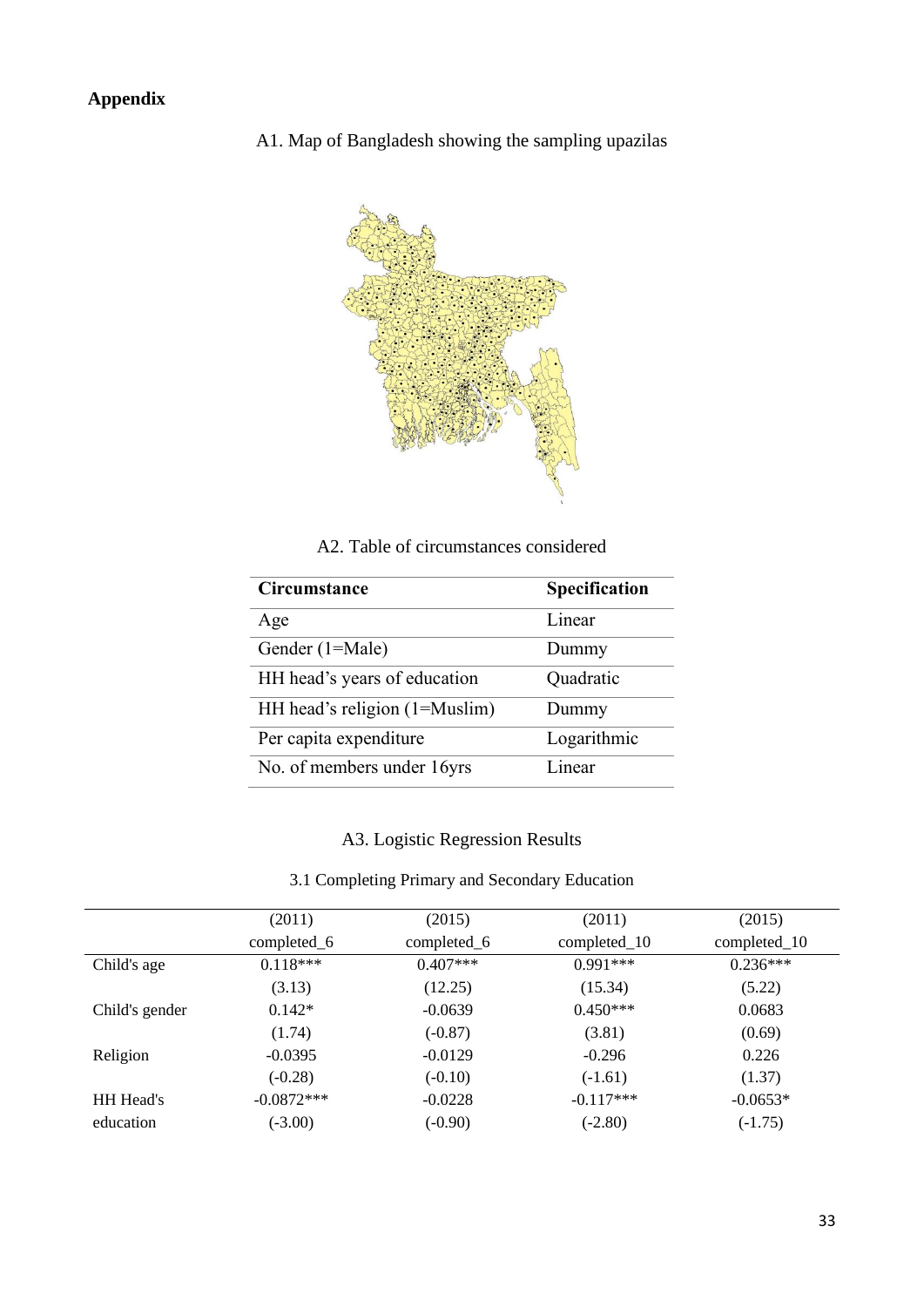## Appendix

A1. Map of Bangladesh showing the sampling upazilas

A2. Table of circumstances considered

| Circumstance | Specification |
|---|---|
| Age | Linear |
| Gender (1=Male) | Dummy |
| HH head's years of education | Quadratic |
| HH head's religion (1=Muslim) | Dummy |
| Per capita expenditure | Logarithmic |
| No. of members under 16yrs | Linear |

A3. Logistic Regression Results

3.1 Completing Primary and Secondary Education

| | (2011) | (2015) | (2011) | (2015) |
|---|---|---|---|---|
| | completed_6 | completed_6 | completed_10 | completed_10 |
| Child's age | 0.118*** | 0.407*** | 0.991*** | 0.236*** |
| | (3.13) | (12.25) | (15.34) | (5.22) |
| Child's gender | 0.142* | -0.0639 | 0.450*** | 0.0683 |
| | (1.74) | (-0.87) | (3.81) | (0.69) |
| Religion | -0.0395 | -0.0129 | -0.296 | 0.226 |
| | (-0.28) | (-0.10) | (-1.61) | (1.37) |
| HH Head's education | -0.0872*** | -0.0228 | -0.117*** | -0.0653* |
| | (-3.00) | (-0.90) | (-2.80) | (-1.75) |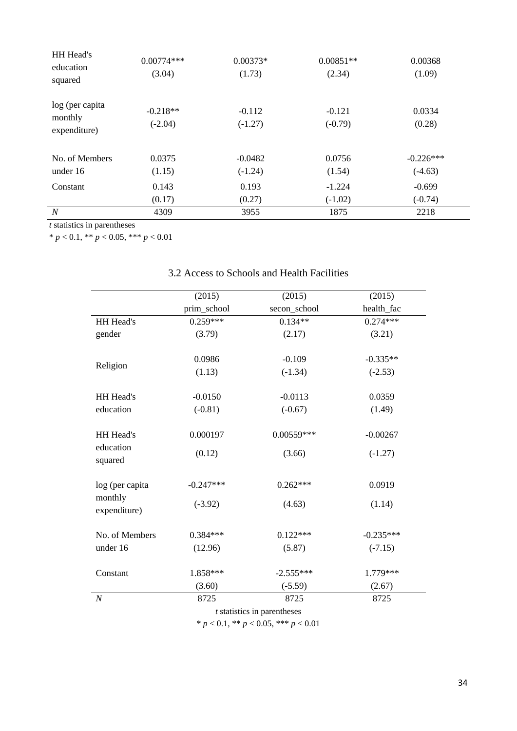| | | | | |
|---|---|---|---|---|
| HH Head's education squared | 0.00774*** | 0.00373* | 0.00851** | 0.00368 |
| | (3.04) | (1.73) | (2.34) | (1.09) |
| log (per capita monthly expenditure) | -0.218** | -0.112 | -0.121 | 0.0334 |
| | (-2.04) | (-1.27) | (-0.79) | (0.28) |
| No. of Members under 16 | 0.0375 | -0.0482 | 0.0756 | -0.226*** |
| | (1.15) | (-1.24) | (1.54) | (-4.63) |
| Constant | 0.143 | 0.193 | -1.224 | -0.699 |
| | (0.17) | (0.27) | (-1.02) | (-0.74) |
| *N* | 4309 | 3955 | 1875 | 2218 |

*t* statistics in parentheses

* $p < 0.1$, ** $p < 0.05$, *** $p < 0.01$

## 3.2 Access to Schools and Health Facilities

| | (2015) | (2015) | (2015) |
|---|---|---|---|
| | prim_school | secon_school | health_fac |
| HH Head's gender | 0.259*** | 0.134** | 0.274*** |
| | (3.79) | (2.17) | (3.21) |
| Religion | 0.0986 | -0.109 | -0.335** |
| | (1.13) | (-1.34) | (-2.53) |
| HH Head's education | -0.0150 | -0.0113 | 0.0359 |
| | (-0.81) | (-0.67) | (1.49) |
| HH Head's education squared | 0.000197 | 0.00559*** | -0.00267 |
| | (0.12) | (3.66) | (-1.27) |
| log (per capita monthly expenditure) | -0.247*** | 0.262*** | 0.0919 |
| | (-3.92) | (4.63) | (1.14) |
| No. of Members under 16 | 0.384*** | 0.122*** | -0.235*** |
| | (12.96) | (5.87) | (-7.15) |
| Constant | 1.858*** | -2.555*** | 1.779*** |
| | (3.60) | (-5.59) | (2.67) |
| *N* | 8725 | 8725 | 8725 |

*t* statistics in parentheses

* $p < 0.1$, ** $p < 0.05$, *** $p < 0.01$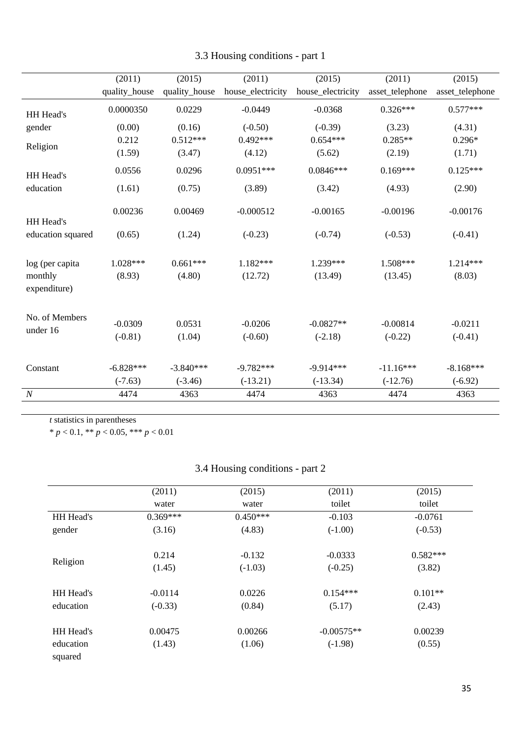### 3.3 Housing conditions - part 1

| | (2011) quality_house | (2015) quality_house | (2011) house_electricity | (2015) house_electricity | (2011) asset_telephone | (2015) asset_telephone |
|---|---|---|---|---|---|---|
| HH Head's gender | 0.0000350 | 0.0229 | -0.0449 | -0.0368 | 0.326*** | 0.577*** |
| | (0.00) | (0.16) | (-0.50) | (-0.39) | (3.23) | (4.31) |
| Religion | 0.212 | 0.512*** | 0.492*** | 0.654*** | 0.285** | 0.296* |
| | (1.59) | (3.47) | (4.12) | (5.62) | (2.19) | (1.71) |
| HH Head's education | 0.0556 | 0.0296 | 0.0951*** | 0.0846*** | 0.169*** | 0.125*** |
| | (1.61) | (0.75) | (3.89) | (3.42) | (4.93) | (2.90) |
| HH Head's education squared | 0.00236 | 0.00469 | -0.000512 | -0.00165 | -0.00196 | -0.00176 |
| | (0.65) | (1.24) | (-0.23) | (-0.74) | (-0.53) | (-0.41) |
| log (per capita monthly expenditure) | 1.028*** | 0.661*** | 1.182*** | 1.239*** | 1.508*** | 1.214*** |
| | (8.93) | (4.80) | (12.72) | (13.49) | (13.45) | (8.03) |
| No. of Members under 16 | -0.0309 | 0.0531 | -0.0206 | -0.0827** | -0.00814 | -0.0211 |
| | (-0.81) | (1.04) | (-0.60) | (-2.18) | (-0.22) | (-0.41) |
| Constant | -6.828*** | -3.840*** | -9.782*** | -9.914*** | -11.16*** | -8.168*** |
| | (-7.63) | (-3.46) | (-13.21) | (-13.34) | (-12.76) | (-6.92) |
| *N* | 4474 | 4363 | 4474 | 4363 | 4474 | 4363 |

*t* statistics in parentheses
\* $p < 0.1$, ** $p < 0.05$, *** $p < 0.01$

### 3.4 Housing conditions - part 2

| | (2011) water | (2015) water | (2011) toilet | (2015) toilet |
|---|---|---|---|---|
| HH Head's gender | 0.369*** | 0.450*** | -0.103 | -0.0761 |
| | (3.16) | (4.83) | (-1.00) | (-0.53) |
| Religion | 0.214 | -0.132 | -0.0333 | 0.582*** |
| | (1.45) | (-1.03) | (-0.25) | (3.82) |
| HH Head's education | -0.0114 | 0.0226 | 0.154*** | 0.101** |
| | (-0.33) | (0.84) | (5.17) | (2.43) |
| HH Head's education squared | 0.00475 | 0.00266 | -0.00575** | 0.00239 |
| | (1.43) | (1.06) | (-1.98) | (0.55) |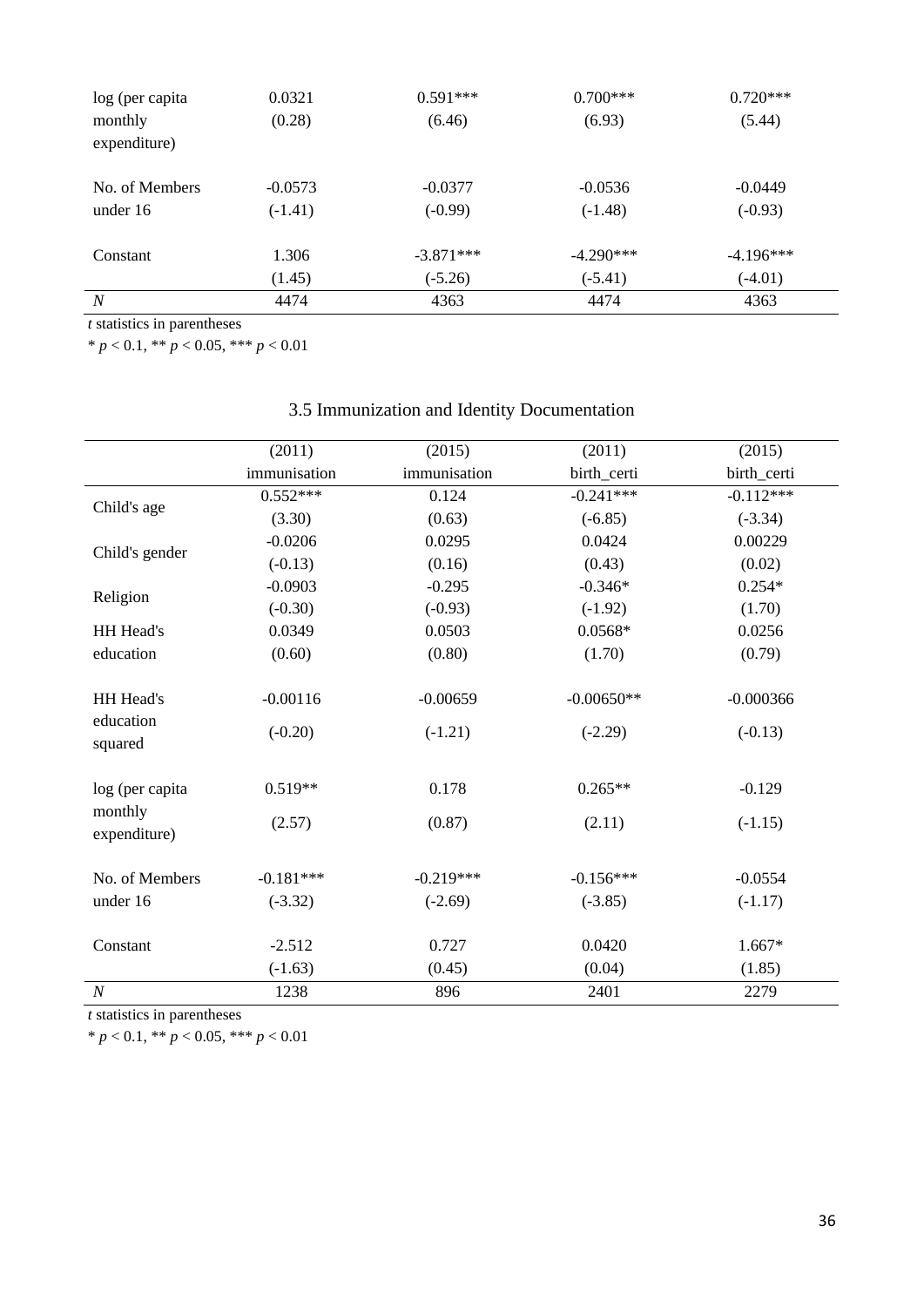| | | | | |
|---|---|---|---|---|
| log (per capita monthly expenditure) | 0.0321 | 0.591*** | 0.700*** | 0.720*** |
| | (0.28) | (6.46) | (6.93) | (5.44) |
| No. of Members under 16 | -0.0573 | -0.0377 | -0.0536 | -0.0449 |
| | (-1.41) | (-0.99) | (-1.48) | (-0.93) |
| Constant | 1.306 | -3.871*** | -4.290*** | -4.196*** |
| | (1.45) | (-5.26) | (-5.41) | (-4.01) |
| *N* | 4474 | 4363 | 4474 | 4363 |

*t* statistics in parentheses

\* $p < 0.1$, \*\* $p < 0.05$, \*\*\* $p < 0.01$

## 3.5 Immunization and Identity Documentation

| | (2011) | (2015) | (2011) | (2015) |
|---|---|---|---|---|
| | immunisation | immunisation | birth_certi | birth_certi |
| Child's age | 0.552*** | 0.124 | -0.241*** | -0.112*** |
| | (3.30) | (0.63) | (-6.85) | (-3.34) |
| Child's gender | -0.0206 | 0.0295 | 0.0424 | 0.00229 |
| | (-0.13) | (0.16) | (0.43) | (0.02) |
| Religion | -0.0903 | -0.295 | -0.346* | 0.254* |
| | (-0.30) | (-0.93) | (-1.92) | (1.70) |
| HH Head's education | 0.0349 | 0.0503 | 0.0568* | 0.0256 |
| | (0.60) | (0.80) | (1.70) | (0.79) |
| HH Head's education squared | -0.00116 | -0.00659 | -0.00650** | -0.000366 |
| | (-0.20) | (-1.21) | (-2.29) | (-0.13) |
| log (per capita monthly expenditure) | 0.519** | 0.178 | 0.265** | -0.129 |
| | (2.57) | (0.87) | (2.11) | (-1.15) |
| No. of Members under 16 | -0.181*** | -0.219*** | -0.156*** | -0.0554 |
| | (-3.32) | (-2.69) | (-3.85) | (-1.17) |
| Constant | -2.512 | 0.727 | 0.0420 | 1.667* |
| | (-1.63) | (0.45) | (0.04) | (1.85) |
| *N* | 1238 | 896 | 2401 | 2279 |

*t* statistics in parentheses

\* $p < 0.1$, \*\* $p < 0.05$, \*\*\* $p < 0.01$